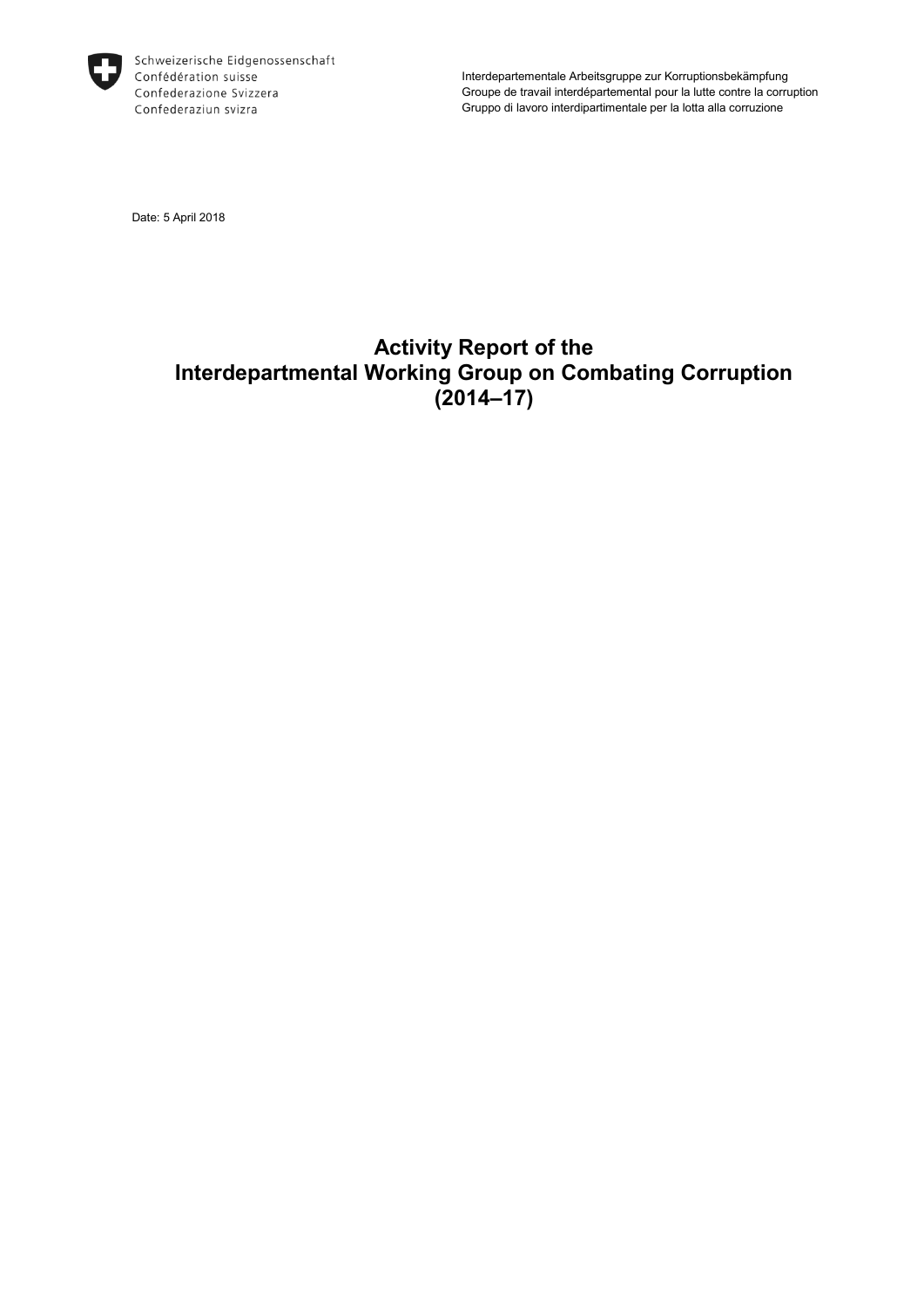Schweizerische Eidgenossenschaft
Confédération suisse
Confederazione Svizzera
Confederaziun svizra

Interdepartementale Arbeitsgruppe zur Korruptionsbekämpfung
Groupe de travail interdépartemental pour la lutte contre la corruption
Gruppo di lavoro interdipartimentale per la lotta alla corruzione

Date: 5 April 2018

# Activity Report of the Interdepartmental Working Group on Combating Corruption (2014–17)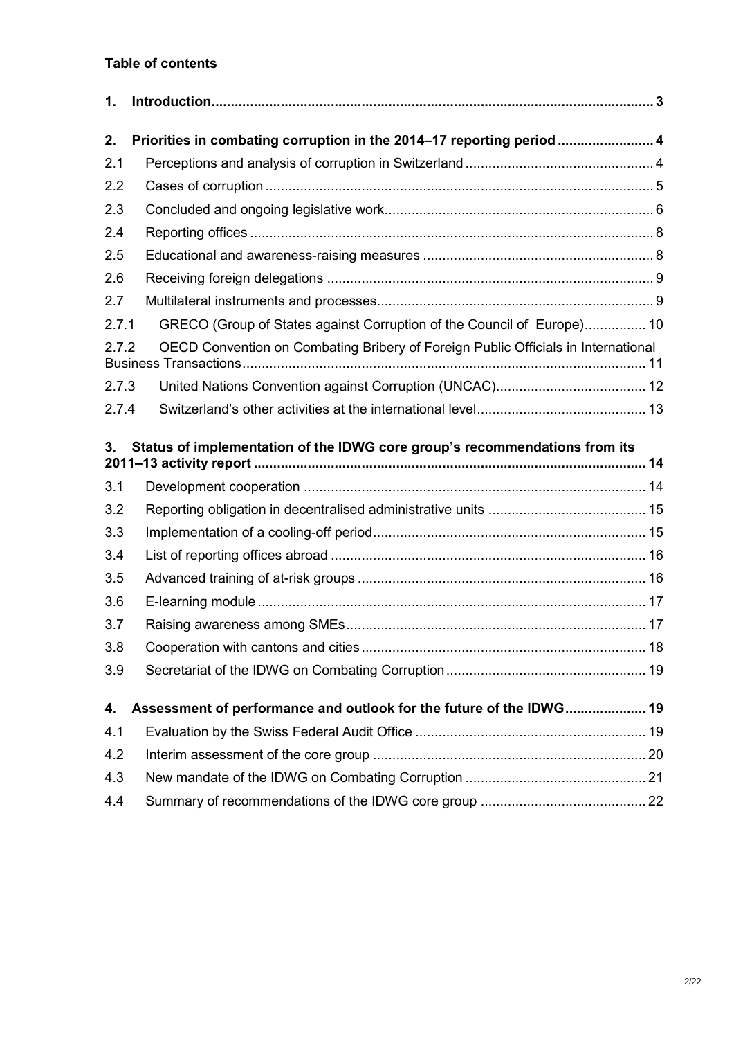**Table of contents**

| | | |
|---|---|---|
| **1.** | **Introduction** | **3** |
| **2.** | **Priorities in combating corruption in the 2014–17 reporting period** | **4** |
| 2.1 | Perceptions and analysis of corruption in Switzerland | 4 |
| 2.2 | Cases of corruption | 5 |
| 2.3 | Concluded and ongoing legislative work | 6 |
| 2.4 | Reporting offices | 8 |
| 2.5 | Educational and awareness-raising measures | 8 |
| 2.6 | Receiving foreign delegations | 9 |
| 2.7 | Multilateral instruments and processes | 9 |
| 2.7.1 | GRECO (Group of States against Corruption of the Council of Europe) | 10 |
| 2.7.2 | OECD Convention on Combating Bribery of Foreign Public Officials in International Business Transactions | 11 |
| 2.7.3 | United Nations Convention against Corruption (UNCAC) | 12 |
| 2.7.4 | Switzerland's other activities at the international level | 13 |
| **3.** | **Status of implementation of the IDWG core group's recommendations from its 2011–13 activity report** | **14** |
| 3.1 | Development cooperation | 14 |
| 3.2 | Reporting obligation in decentralised administrative units | 15 |
| 3.3 | Implementation of a cooling-off period | 15 |
| 3.4 | List of reporting offices abroad | 16 |
| 3.5 | Advanced training of at-risk groups | 16 |
| 3.6 | E-learning module | 17 |
| 3.7 | Raising awareness among SMEs | 17 |
| 3.8 | Cooperation with cantons and cities | 18 |
| 3.9 | Secretariat of the IDWG on Combating Corruption | 19 |
| **4.** | **Assessment of performance and outlook for the future of the IDWG** | **19** |
| 4.1 | Evaluation by the Swiss Federal Audit Office | 19 |
| 4.2 | Interim assessment of the core group | 20 |
| 4.3 | New mandate of the IDWG on Combating Corruption | 21 |
| 4.4 | Summary of recommendations of the IDWG core group | 22 |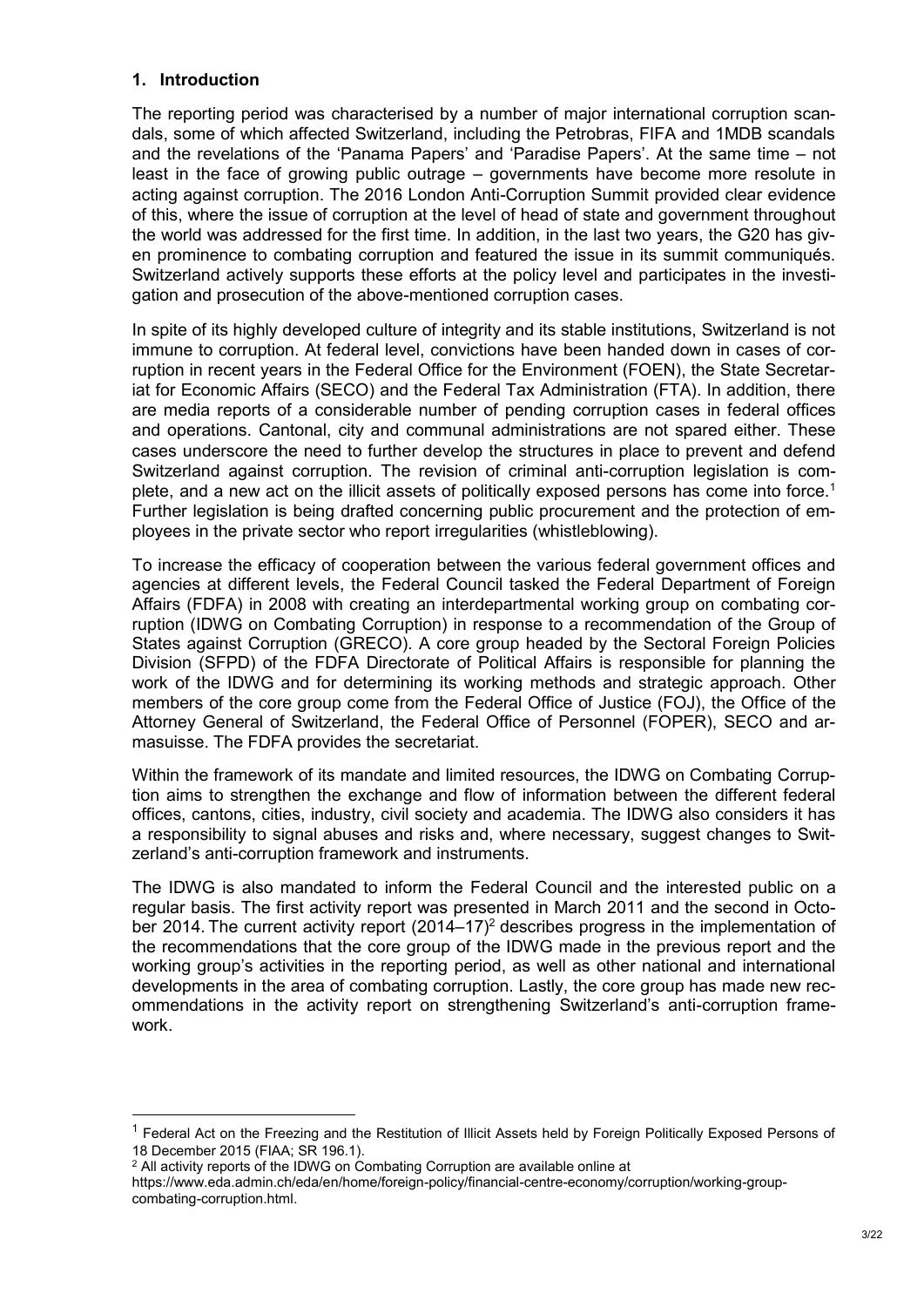## 1. Introduction

The reporting period was characterised by a number of major international corruption scandals, some of which affected Switzerland, including the Petrobras, FIFA and 1MDB scandals and the revelations of the 'Panama Papers' and 'Paradise Papers'. At the same time – not least in the face of growing public outrage – governments have become more resolute in acting against corruption. The 2016 London Anti-Corruption Summit provided clear evidence of this, where the issue of corruption at the level of head of state and government throughout the world was addressed for the first time. In addition, in the last two years, the G20 has given prominence to combating corruption and featured the issue in its summit communiqués. Switzerland actively supports these efforts at the policy level and participates in the investigation and prosecution of the above-mentioned corruption cases.

In spite of its highly developed culture of integrity and its stable institutions, Switzerland is not immune to corruption. At federal level, convictions have been handed down in cases of corruption in recent years in the Federal Office for the Environment (FOEN), the State Secretariat for Economic Affairs (SECO) and the Federal Tax Administration (FTA). In addition, there are media reports of a considerable number of pending corruption cases in federal offices and operations. Cantonal, city and communal administrations are not spared either. These cases underscore the need to further develop the structures in place to prevent and defend Switzerland against corruption. The revision of criminal anti-corruption legislation is complete, and a new act on the illicit assets of politically exposed persons has come into force.[1] Further legislation is being drafted concerning public procurement and the protection of employees in the private sector who report irregularities (whistleblowing).

To increase the efficacy of cooperation between the various federal government offices and agencies at different levels, the Federal Council tasked the Federal Department of Foreign Affairs (FDFA) in 2008 with creating an interdepartmental working group on combating corruption (IDWG on Combating Corruption) in response to a recommendation of the Group of States against Corruption (GRECO). A core group headed by the Sectoral Foreign Policies Division (SFPD) of the FDFA Directorate of Political Affairs is responsible for planning the work of the IDWG and for determining its working methods and strategic approach. Other members of the core group come from the Federal Office of Justice (FOJ), the Office of the Attorney General of Switzerland, the Federal Office of Personnel (FOPER), SECO and armasuisse. The FDFA provides the secretariat.

Within the framework of its mandate and limited resources, the IDWG on Combating Corruption aims to strengthen the exchange and flow of information between the different federal offices, cantons, cities, industry, civil society and academia. The IDWG also considers it has a responsibility to signal abuses and risks and, where necessary, suggest changes to Switzerland's anti-corruption framework and instruments.

The IDWG is also mandated to inform the Federal Council and the interested public on a regular basis. The first activity report was presented in March 2011 and the second in October 2014. The current activity report (2014–17)[2] describes progress in the implementation of the recommendations that the core group of the IDWG made in the previous report and the working group's activities in the reporting period, as well as other national and international developments in the area of combating corruption. Lastly, the core group has made new recommendations in the activity report on strengthening Switzerland's anti-corruption framework.

---

[1] Federal Act on the Freezing and the Restitution of Illicit Assets held by Foreign Politically Exposed Persons of 18 December 2015 (FIAA; SR 196.1).

[2] All activity reports of the IDWG on Combating Corruption are available online at https://www.eda.admin.ch/eda/en/home/foreign-policy/financial-centre-economy/corruption/working-group-combating-corruption.html.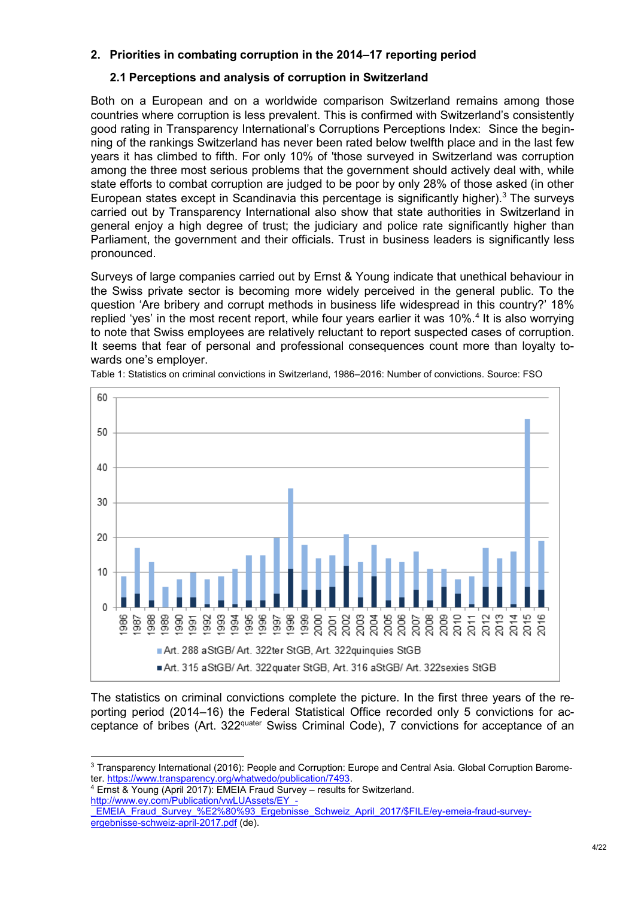## 2. Priorities in combating corruption in the 2014–17 reporting period

### 2.1 Perceptions and analysis of corruption in Switzerland

Both on a European and on a worldwide comparison Switzerland remains among those countries where corruption is less prevalent. This is confirmed with Switzerland's consistently good rating in Transparency International's Corruptions Perceptions Index: Since the beginning of the rankings Switzerland has never been rated below twelfth place and in the last few years it has climbed to fifth. For only 10% of 'those surveyed in Switzerland was corruption among the three most serious problems that the government should actively deal with, while state efforts to combat corruption are judged to be poor by only 28% of those asked (in other European states except in Scandinavia this percentage is significantly higher).[3] The surveys carried out by Transparency International also show that state authorities in Switzerland in general enjoy a high degree of trust; the judiciary and police rate significantly higher than Parliament, the government and their officials. Trust in business leaders is significantly less pronounced.

Surveys of large companies carried out by Ernst & Young indicate that unethical behaviour in the Swiss private sector is becoming more widely perceived in the general public. To the question 'Are bribery and corrupt methods in business life widespread in this country?' 18% replied 'yes' in the most recent report, while four years earlier it was 10%.[4] It is also worrying to note that Swiss employees are relatively reluctant to report suspected cases of corruption. It seems that fear of personal and professional consequences count more than loyalty towards one's employer.

Table 1: Statistics on criminal convictions in Switzerland, 1986–2016: Number of convictions. Source: FSO

■ Art. 288 aStGB/ Art. 322ter StGB, Art. 322quinquies StGB
■ Art. 315 aStGB/ Art. 322quater StGB, Art. 316 aStGB/ Art. 322sexies StGB

The statistics on criminal convictions complete the picture. In the first three years of the reporting period (2014–16) the Federal Statistical Office recorded only 5 convictions for acceptance of bribes (Art. 322$^{quater}$ Swiss Criminal Code), 7 convictions for acceptance of an

---

[3] Transparency International (2016): People and Corruption: Europe and Central Asia. Global Corruption Barometer. https://www.transparency.org/whatwedo/publication/7493.

[4] Ernst & Young (April 2017): EMEIA Fraud Survey – results for Switzerland. http://www.ey.com/Publication/vwLUAssets/EY_-_EMEIA_Fraud_Survey_%E2%80%93_Ergebnisse_Schweiz_April_2017/$FILE/ey-emeia-fraud-survey-ergebnisse-schweiz-april-2017.pdf (de).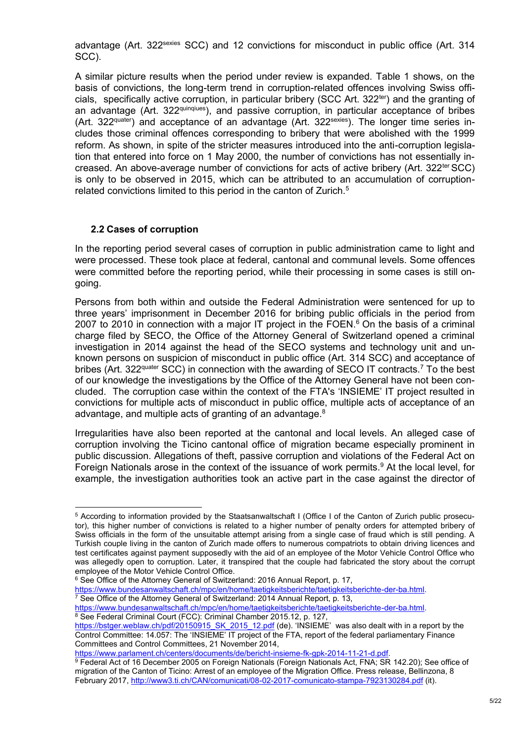advantage (Art. 322sexies SCC) and 12 convictions for misconduct in public office (Art. 314 SCC).

A similar picture results when the period under review is expanded. Table 1 shows, on the basis of convictions, the long-term trend in corruption-related offences involving Swiss officials, specifically active corruption, in particular bribery (SCC Art. 322ter) and the granting of an advantage (Art. 322quinqiues), and passive corruption, in particular acceptance of bribes (Art. 322quater) and acceptance of an advantage (Art. 322sexies). The longer time series includes those criminal offences corresponding to bribery that were abolished with the 1999 reform. As shown, in spite of the stricter measures introduced into the anti-corruption legislation that entered into force on 1 May 2000, the number of convictions has not essentially increased. An above-average number of convictions for acts of active bribery (Art. 322ter SCC) is only to be observed in 2015, which can be attributed to an accumulation of corruption-related convictions limited to this period in the canton of Zurich.[5]

## 2.2 Cases of corruption

In the reporting period several cases of corruption in public administration came to light and were processed. These took place at federal, cantonal and communal levels. Some offences were committed before the reporting period, while their processing in some cases is still ongoing.

Persons from both within and outside the Federal Administration were sentenced for up to three years' imprisonment in December 2016 for bribing public officials in the period from 2007 to 2010 in connection with a major IT project in the FOEN.[6] On the basis of a criminal charge filed by SECO, the Office of the Attorney General of Switzerland opened a criminal investigation in 2014 against the head of the SECO systems and technology unit and unknown persons on suspicion of misconduct in public office (Art. 314 SCC) and acceptance of bribes (Art. 322quater SCC) in connection with the awarding of SECO IT contracts.[7] To the best of our knowledge the investigations by the Office of the Attorney General have not been concluded. The corruption case within the context of the FTA's 'INSIEME' IT project resulted in convictions for multiple acts of misconduct in public office, multiple acts of acceptance of an advantage, and multiple acts of granting of an advantage.[8]

Irregularities have also been reported at the cantonal and local levels. An alleged case of corruption involving the Ticino cantonal office of migration became especially prominent in public discussion. Allegations of theft, passive corruption and violations of the Federal Act on Foreign Nationals arose in the context of the issuance of work permits.[9] At the local level, for example, the investigation authorities took an active part in the case against the director of

---

[5] According to information provided by the Staatsanwaltschaft I (Office I of the Canton of Zurich public prosecutor), this higher number of convictions is related to a higher number of penalty orders for attempted bribery of Swiss officials in the form of the unsuitable attempt arising from a single case of fraud which is still pending. A Turkish couple living in the canton of Zurich made offers to numerous compatriots to obtain driving licences and test certificates against payment supposedly with the aid of an employee of the Motor Vehicle Control Office who was allegedly open to corruption. Later, it transpired that the couple had fabricated the story about the corrupt employee of the Motor Vehicle Control Office.

[6] See Office of the Attorney General of Switzerland: 2016 Annual Report, p. 17, https://www.bundesanwaltschaft.ch/mpc/en/home/taetigkeitsberichte/taetigkeitsberichte-der-ba.html.

[7] See Office of the Attorney General of Switzerland: 2014 Annual Report, p. 13, https://www.bundesanwaltschaft.ch/mpc/en/home/taetigkeitsberichte/taetigkeitsberichte-der-ba.html.

[8] See Federal Criminal Court (FCC): Criminal Chamber 2015.12, p. 127, https://bstger.weblaw.ch/pdf/20150915_SK_2015_12.pdf (de). 'INSIEME' was also dealt with in a report by the Control Committee: 14.057: The 'INSIEME' IT project of the FTA, report of the federal parliamentary Finance Committees and Control Committees, 21 November 2014, https://www.parlament.ch/centers/documents/de/bericht-insieme-fk-gpk-2014-11-21-d.pdf.

[9] Federal Act of 16 December 2005 on Foreign Nationals (Foreign Nationals Act, FNA; SR 142.20); See office of migration of the Canton of Ticino: Arrest of an employee of the Migration Office. Press release, Bellinzona, 8 February 2017, http://www3.ti.ch/CAN/comunicati/08-02-2017-comunicato-stampa-7923130284.pdf (it).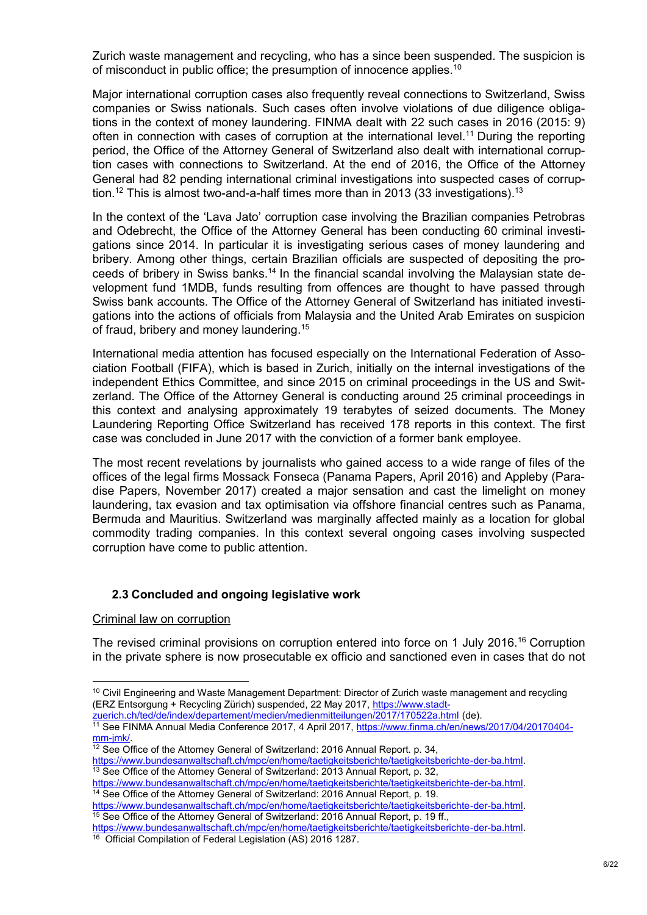Zurich waste management and recycling, who has a since been suspended. The suspicion is of misconduct in public office; the presumption of innocence applies.[10]

Major international corruption cases also frequently reveal connections to Switzerland, Swiss companies or Swiss nationals. Such cases often involve violations of due diligence obligations in the context of money laundering. FINMA dealt with 22 such cases in 2016 (2015: 9) often in connection with cases of corruption at the international level.[11] During the reporting period, the Office of the Attorney General of Switzerland also dealt with international corruption cases with connections to Switzerland. At the end of 2016, the Office of the Attorney General had 82 pending international criminal investigations into suspected cases of corruption.[12] This is almost two-and-a-half times more than in 2013 (33 investigations).[13]

In the context of the 'Lava Jato' corruption case involving the Brazilian companies Petrobras and Odebrecht, the Office of the Attorney General has been conducting 60 criminal investigations since 2014. In particular it is investigating serious cases of money laundering and bribery. Among other things, certain Brazilian officials are suspected of depositing the proceeds of bribery in Swiss banks.[14] In the financial scandal involving the Malaysian state development fund 1MDB, funds resulting from offences are thought to have passed through Swiss bank accounts. The Office of the Attorney General of Switzerland has initiated investigations into the actions of officials from Malaysia and the United Arab Emirates on suspicion of fraud, bribery and money laundering.[15]

International media attention has focused especially on the International Federation of Association Football (FIFA), which is based in Zurich, initially on the internal investigations of the independent Ethics Committee, and since 2015 on criminal proceedings in the US and Switzerland. The Office of the Attorney General is conducting around 25 criminal proceedings in this context and analysing approximately 19 terabytes of seized documents. The Money Laundering Reporting Office Switzerland has received 178 reports in this context. The first case was concluded in June 2017 with the conviction of a former bank employee.

The most recent revelations by journalists who gained access to a wide range of files of the offices of the legal firms Mossack Fonseca (Panama Papers, April 2016) and Appleby (Paradise Papers, November 2017) created a major sensation and cast the limelight on money laundering, tax evasion and tax optimisation via offshore financial centres such as Panama, Bermuda and Mauritius. Switzerland was marginally affected mainly as a location for global commodity trading companies. In this context several ongoing cases involving suspected corruption have come to public attention.

### 2.3 Concluded and ongoing legislative work

Criminal law on corruption

The revised criminal provisions on corruption entered into force on 1 July 2016.[16] Corruption in the private sphere is now prosecutable ex officio and sanctioned even in cases that do not

---

[10] Civil Engineering and Waste Management Department: Director of Zurich waste management and recycling (ERZ Entsorgung + Recycling Zürich) suspended, 22 May 2017, https://www.stadt-zuerich.ch/ted/de/index/departement/medien/medienmitteilungen/2017/170522a.html (de).

[11] See FINMA Annual Media Conference 2017, 4 April 2017, https://www.finma.ch/en/news/2017/04/20170404-mm-jmk/.

[12] See Office of the Attorney General of Switzerland: 2016 Annual Report. p. 34, https://www.bundesanwaltschaft.ch/mpc/en/home/taetigkeitsberichte/taetigkeitsberichte-der-ba.html.

[13] See Office of the Attorney General of Switzerland: 2013 Annual Report, p. 32, https://www.bundesanwaltschaft.ch/mpc/en/home/taetigkeitsberichte/taetigkeitsberichte-der-ba.html.

[14] See Office of the Attorney General of Switzerland: 2016 Annual Report, p. 19. https://www.bundesanwaltschaft.ch/mpc/en/home/taetigkeitsberichte/taetigkeitsberichte-der-ba.html.

[15] See Office of the Attorney General of Switzerland: 2016 Annual Report, p. 19 ff., https://www.bundesanwaltschaft.ch/mpc/en/home/taetigkeitsberichte/taetigkeitsberichte-der-ba.html.

[16] Official Compilation of Federal Legislation (AS) 2016 1287.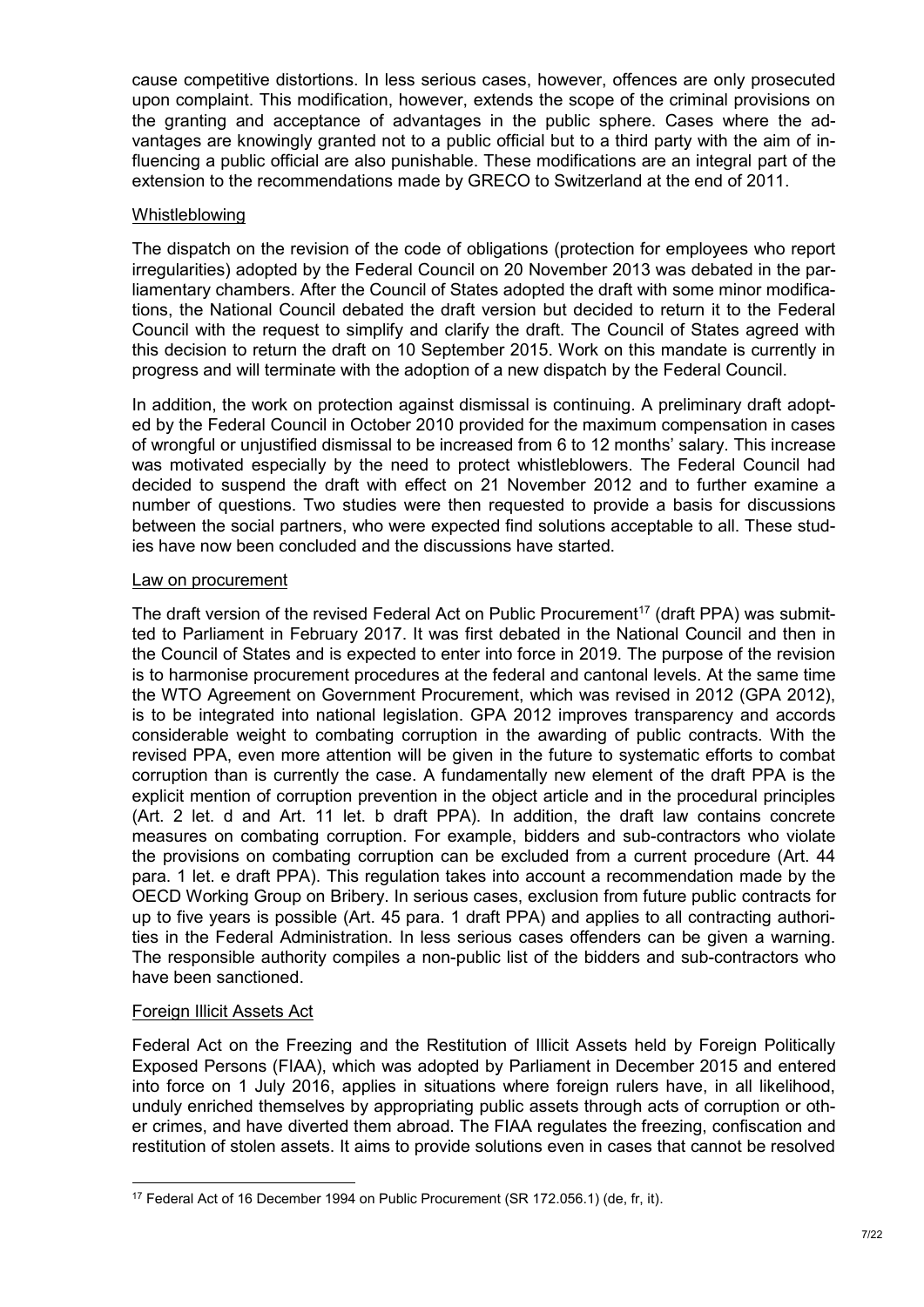cause competitive distortions. In less serious cases, however, offences are only prosecuted upon complaint. This modification, however, extends the scope of the criminal provisions on the granting and acceptance of advantages in the public sphere. Cases where the advantages are knowingly granted not to a public official but to a third party with the aim of influencing a public official are also punishable. These modifications are an integral part of the extension to the recommendations made by GRECO to Switzerland at the end of 2011.

### Whistleblowing

The dispatch on the revision of the code of obligations (protection for employees who report irregularities) adopted by the Federal Council on 20 November 2013 was debated in the parliamentary chambers. After the Council of States adopted the draft with some minor modifications, the National Council debated the draft version but decided to return it to the Federal Council with the request to simplify and clarify the draft. The Council of States agreed with this decision to return the draft on 10 September 2015. Work on this mandate is currently in progress and will terminate with the adoption of a new dispatch by the Federal Council.

In addition, the work on protection against dismissal is continuing. A preliminary draft adopted by the Federal Council in October 2010 provided for the maximum compensation in cases of wrongful or unjustified dismissal to be increased from 6 to 12 months' salary. This increase was motivated especially by the need to protect whistleblowers. The Federal Council had decided to suspend the draft with effect on 21 November 2012 and to further examine a number of questions. Two studies were then requested to provide a basis for discussions between the social partners, who were expected find solutions acceptable to all. These studies have now been concluded and the discussions have started.

### Law on procurement

The draft version of the revised Federal Act on Public Procurement[17] (draft PPA) was submitted to Parliament in February 2017. It was first debated in the National Council and then in the Council of States and is expected to enter into force in 2019. The purpose of the revision is to harmonise procurement procedures at the federal and cantonal levels. At the same time the WTO Agreement on Government Procurement, which was revised in 2012 (GPA 2012), is to be integrated into national legislation. GPA 2012 improves transparency and accords considerable weight to combating corruption in the awarding of public contracts. With the revised PPA, even more attention will be given in the future to systematic efforts to combat corruption than is currently the case. A fundamentally new element of the draft PPA is the explicit mention of corruption prevention in the object article and in the procedural principles (Art. 2 let. d and Art. 11 let. b draft PPA). In addition, the draft law contains concrete measures on combating corruption. For example, bidders and sub-contractors who violate the provisions on combating corruption can be excluded from a current procedure (Art. 44 para. 1 let. e draft PPA). This regulation takes into account a recommendation made by the OECD Working Group on Bribery. In serious cases, exclusion from future public contracts for up to five years is possible (Art. 45 para. 1 draft PPA) and applies to all contracting authorities in the Federal Administration. In less serious cases offenders can be given a warning. The responsible authority compiles a non-public list of the bidders and sub-contractors who have been sanctioned.

### Foreign Illicit Assets Act

Federal Act on the Freezing and the Restitution of Illicit Assets held by Foreign Politically Exposed Persons (FIAA), which was adopted by Parliament in December 2015 and entered into force on 1 July 2016, applies in situations where foreign rulers have, in all likelihood, unduly enriched themselves by appropriating public assets through acts of corruption or other crimes, and have diverted them abroad. The FIAA regulates the freezing, confiscation and restitution of stolen assets. It aims to provide solutions even in cases that cannot be resolved

---

[17] Federal Act of 16 December 1994 on Public Procurement (SR 172.056.1) (de, fr, it).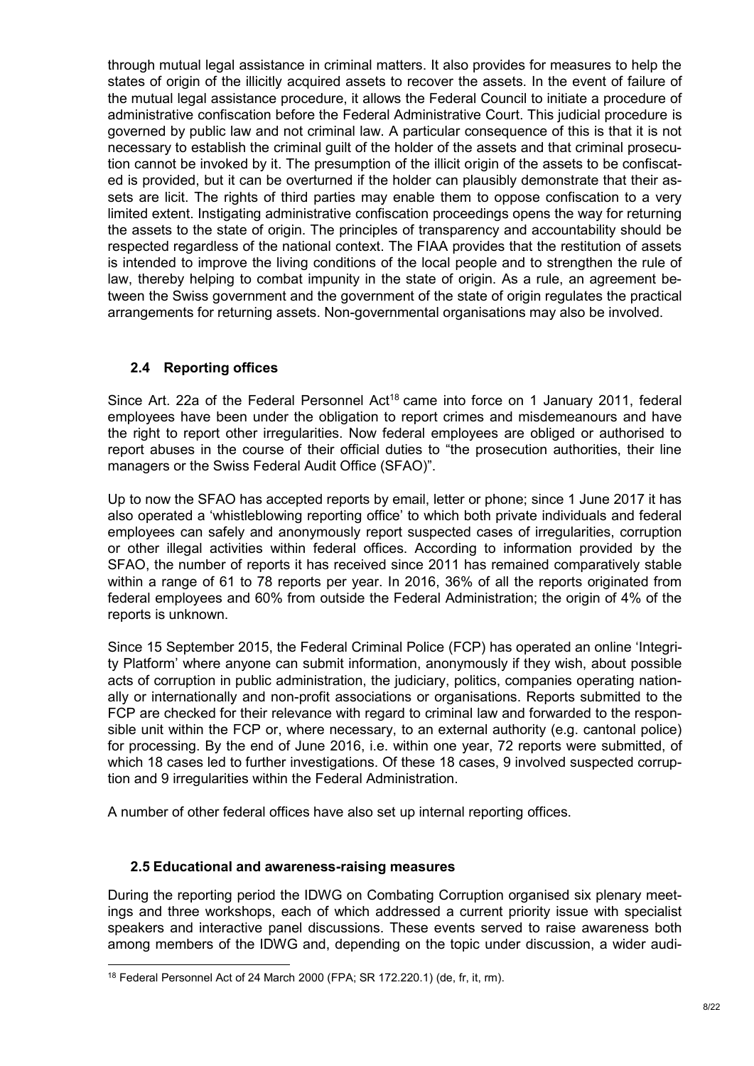through mutual legal assistance in criminal matters. It also provides for measures to help the states of origin of the illicitly acquired assets to recover the assets. In the event of failure of the mutual legal assistance procedure, it allows the Federal Council to initiate a procedure of administrative confiscation before the Federal Administrative Court. This judicial procedure is governed by public law and not criminal law. A particular consequence of this is that it is not necessary to establish the criminal guilt of the holder of the assets and that criminal prosecution cannot be invoked by it. The presumption of the illicit origin of the assets to be confiscated is provided, but it can be overturned if the holder can plausibly demonstrate that their assets are licit. The rights of third parties may enable them to oppose confiscation to a very limited extent. Instigating administrative confiscation proceedings opens the way for returning the assets to the state of origin. The principles of transparency and accountability should be respected regardless of the national context. The FIAA provides that the restitution of assets is intended to improve the living conditions of the local people and to strengthen the rule of law, thereby helping to combat impunity in the state of origin. As a rule, an agreement between the Swiss government and the government of the state of origin regulates the practical arrangements for returning assets. Non-governmental organisations may also be involved.

### 2.4 Reporting offices

Since Art. 22a of the Federal Personnel Act[18] came into force on 1 January 2011, federal employees have been under the obligation to report crimes and misdemeanours and have the right to report other irregularities. Now federal employees are obliged or authorised to report abuses in the course of their official duties to "the prosecution authorities, their line managers or the Swiss Federal Audit Office (SFAO)".

Up to now the SFAO has accepted reports by email, letter or phone; since 1 June 2017 it has also operated a 'whistleblowing reporting office' to which both private individuals and federal employees can safely and anonymously report suspected cases of irregularities, corruption or other illegal activities within federal offices. According to information provided by the SFAO, the number of reports it has received since 2011 has remained comparatively stable within a range of 61 to 78 reports per year. In 2016, 36% of all the reports originated from federal employees and 60% from outside the Federal Administration; the origin of 4% of the reports is unknown.

Since 15 September 2015, the Federal Criminal Police (FCP) has operated an online 'Integrity Platform' where anyone can submit information, anonymously if they wish, about possible acts of corruption in public administration, the judiciary, politics, companies operating nationally or internationally and non-profit associations or organisations. Reports submitted to the FCP are checked for their relevance with regard to criminal law and forwarded to the responsible unit within the FCP or, where necessary, to an external authority (e.g. cantonal police) for processing. By the end of June 2016, i.e. within one year, 72 reports were submitted, of which 18 cases led to further investigations. Of these 18 cases, 9 involved suspected corruption and 9 irregularities within the Federal Administration.

A number of other federal offices have also set up internal reporting offices.

### 2.5 Educational and awareness-raising measures

During the reporting period the IDWG on Combating Corruption organised six plenary meetings and three workshops, each of which addressed a current priority issue with specialist speakers and interactive panel discussions. These events served to raise awareness both among members of the IDWG and, depending on the topic under discussion, a wider audi-

---

[18] Federal Personnel Act of 24 March 2000 (FPA; SR 172.220.1) (de, fr, it, rm).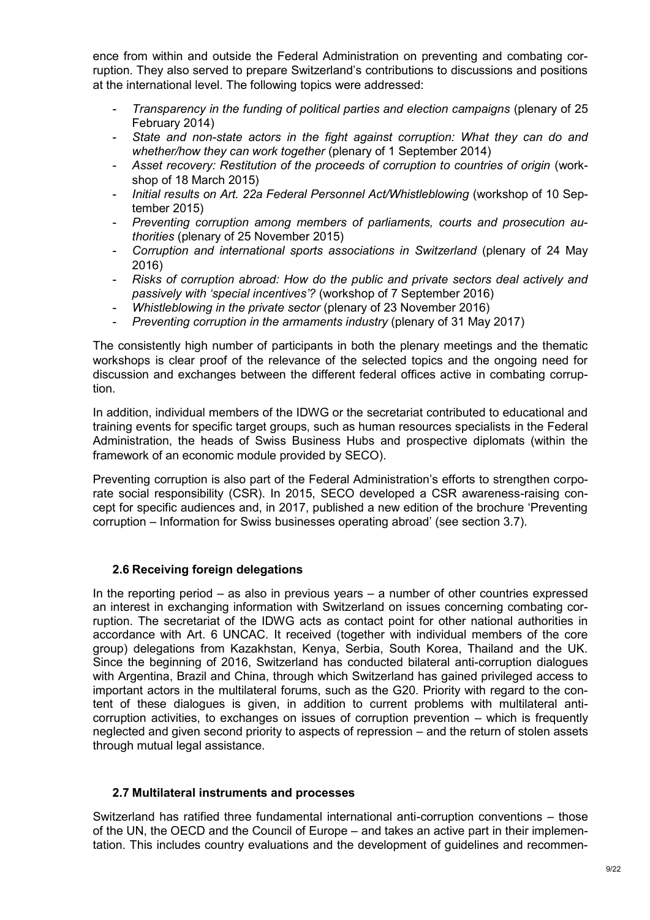ence from within and outside the Federal Administration on preventing and combating corruption. They also served to prepare Switzerland's contributions to discussions and positions at the international level. The following topics were addressed:

- *Transparency in the funding of political parties and election campaigns* (plenary of 25 February 2014)
- *State and non-state actors in the fight against corruption: What they can do and whether/how they can work together* (plenary of 1 September 2014)
- *Asset recovery: Restitution of the proceeds of corruption to countries of origin* (workshop of 18 March 2015)
- *Initial results on Art. 22a Federal Personnel Act/Whistleblowing* (workshop of 10 September 2015)
- *Preventing corruption among members of parliaments, courts and prosecution authorities* (plenary of 25 November 2015)
- *Corruption and international sports associations in Switzerland* (plenary of 24 May 2016)
- *Risks of corruption abroad: How do the public and private sectors deal actively and passively with 'special incentives'?* (workshop of 7 September 2016)
- *Whistleblowing in the private sector* (plenary of 23 November 2016)
- *Preventing corruption in the armaments industry* (plenary of 31 May 2017)

The consistently high number of participants in both the plenary meetings and the thematic workshops is clear proof of the relevance of the selected topics and the ongoing need for discussion and exchanges between the different federal offices active in combating corruption.

In addition, individual members of the IDWG or the secretariat contributed to educational and training events for specific target groups, such as human resources specialists in the Federal Administration, the heads of Swiss Business Hubs and prospective diplomats (within the framework of an economic module provided by SECO).

Preventing corruption is also part of the Federal Administration's efforts to strengthen corporate social responsibility (CSR). In 2015, SECO developed a CSR awareness-raising concept for specific audiences and, in 2017, published a new edition of the brochure 'Preventing corruption – Information for Swiss businesses operating abroad' (see section 3.7).

## 2.6 Receiving foreign delegations

In the reporting period – as also in previous years – a number of other countries expressed an interest in exchanging information with Switzerland on issues concerning combating corruption. The secretariat of the IDWG acts as contact point for other national authorities in accordance with Art. 6 UNCAC. It received (together with individual members of the core group) delegations from Kazakhstan, Kenya, Serbia, South Korea, Thailand and the UK. Since the beginning of 2016, Switzerland has conducted bilateral anti-corruption dialogues with Argentina, Brazil and China, through which Switzerland has gained privileged access to important actors in the multilateral forums, such as the G20. Priority with regard to the content of these dialogues is given, in addition to current problems with multilateral anti-corruption activities, to exchanges on issues of corruption prevention – which is frequently neglected and given second priority to aspects of repression – and the return of stolen assets through mutual legal assistance.

## 2.7 Multilateral instruments and processes

Switzerland has ratified three fundamental international anti-corruption conventions – those of the UN, the OECD and the Council of Europe – and takes an active part in their implementation. This includes country evaluations and the development of guidelines and recommen-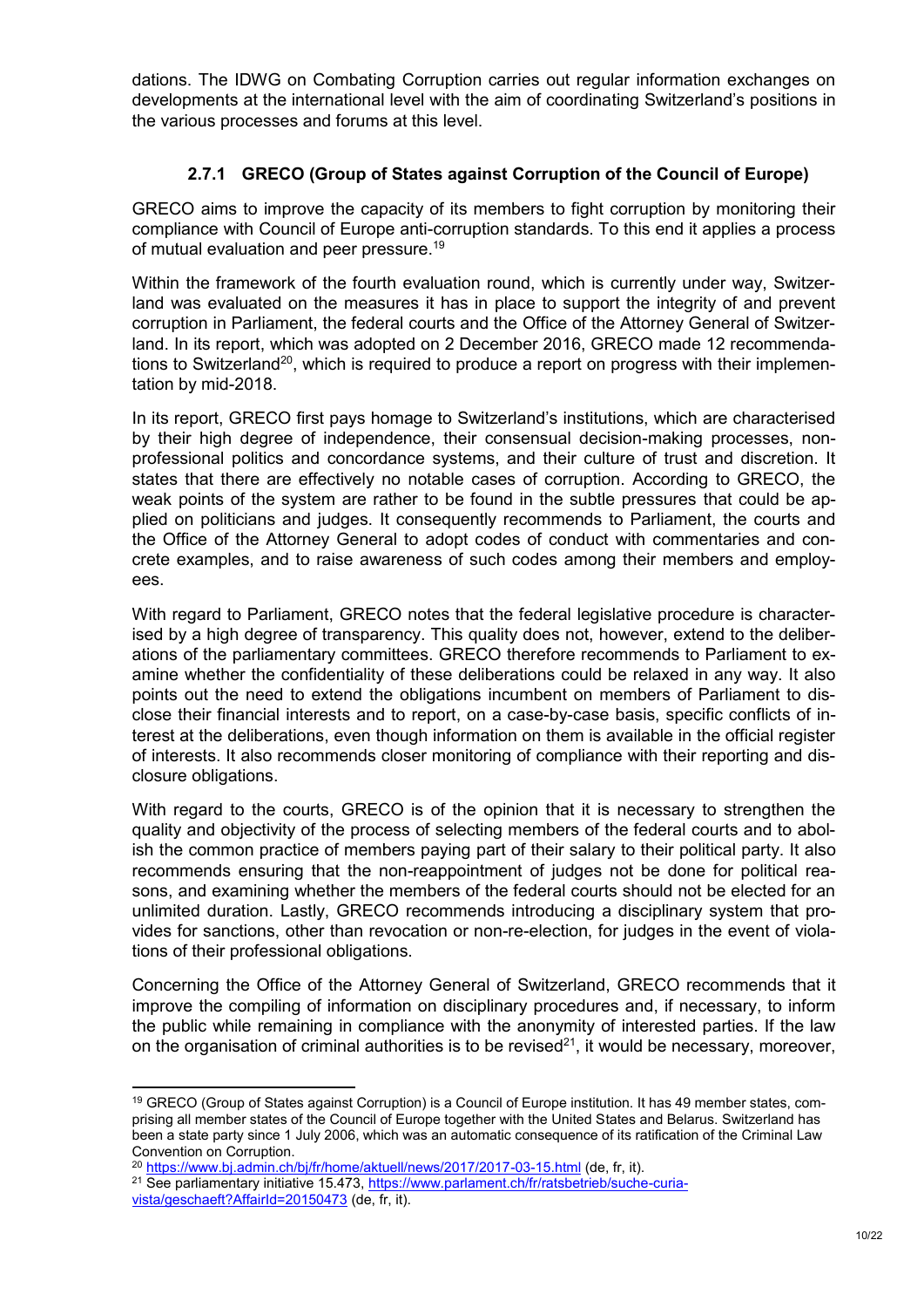dations. The IDWG on Combating Corruption carries out regular information exchanges on developments at the international level with the aim of coordinating Switzerland's positions in the various processes and forums at this level.

### 2.7.1 GRECO (Group of States against Corruption of the Council of Europe)

GRECO aims to improve the capacity of its members to fight corruption by monitoring their compliance with Council of Europe anti-corruption standards. To this end it applies a process of mutual evaluation and peer pressure.[19]

Within the framework of the fourth evaluation round, which is currently under way, Switzerland was evaluated on the measures it has in place to support the integrity of and prevent corruption in Parliament, the federal courts and the Office of the Attorney General of Switzerland. In its report, which was adopted on 2 December 2016, GRECO made 12 recommendations to Switzerland[20], which is required to produce a report on progress with their implementation by mid-2018.

In its report, GRECO first pays homage to Switzerland's institutions, which are characterised by their high degree of independence, their consensual decision-making processes, non-professional politics and concordance systems, and their culture of trust and discretion. It states that there are effectively no notable cases of corruption. According to GRECO, the weak points of the system are rather to be found in the subtle pressures that could be applied on politicians and judges. It consequently recommends to Parliament, the courts and the Office of the Attorney General to adopt codes of conduct with commentaries and concrete examples, and to raise awareness of such codes among their members and employees.

With regard to Parliament, GRECO notes that the federal legislative procedure is characterised by a high degree of transparency. This quality does not, however, extend to the deliberations of the parliamentary committees. GRECO therefore recommends to Parliament to examine whether the confidentiality of these deliberations could be relaxed in any way. It also points out the need to extend the obligations incumbent on members of Parliament to disclose their financial interests and to report, on a case-by-case basis, specific conflicts of interest at the deliberations, even though information on them is available in the official register of interests. It also recommends closer monitoring of compliance with their reporting and disclosure obligations.

With regard to the courts, GRECO is of the opinion that it is necessary to strengthen the quality and objectivity of the process of selecting members of the federal courts and to abolish the common practice of members paying part of their salary to their political party. It also recommends ensuring that the non-reappointment of judges not be done for political reasons, and examining whether the members of the federal courts should not be elected for an unlimited duration. Lastly, GRECO recommends introducing a disciplinary system that provides for sanctions, other than revocation or non-re-election, for judges in the event of violations of their professional obligations.

Concerning the Office of the Attorney General of Switzerland, GRECO recommends that it improve the compiling of information on disciplinary procedures and, if necessary, to inform the public while remaining in compliance with the anonymity of interested parties. If the law on the organisation of criminal authorities is to be revised[21], it would be necessary, moreover,

---

[19] GRECO (Group of States against Corruption) is a Council of Europe institution. It has 49 member states, comprising all member states of the Council of Europe together with the United States and Belarus. Switzerland has been a state party since 1 July 2006, which was an automatic consequence of its ratification of the Criminal Law Convention on Corruption.

[20] https://www.bj.admin.ch/bj/fr/home/aktuell/news/2017/2017-03-15.html (de, fr, it).

[21] See parliamentary initiative 15.473, https://www.parlament.ch/fr/ratsbetrieb/suche-curia-vista/geschaeft?AffairId=20150473 (de, fr, it).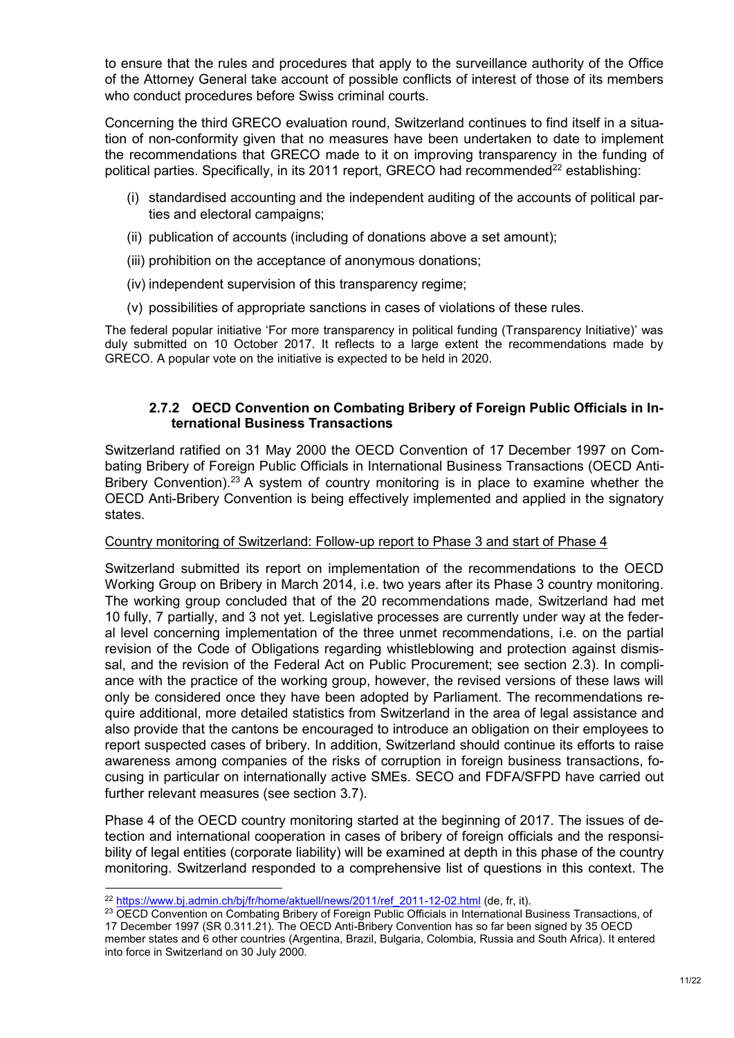to ensure that the rules and procedures that apply to the surveillance authority of the Office of the Attorney General take account of possible conflicts of interest of those of its members who conduct procedures before Swiss criminal courts.

Concerning the third GRECO evaluation round, Switzerland continues to find itself in a situation of non-conformity given that no measures have been undertaken to date to implement the recommendations that GRECO made to it on improving transparency in the funding of political parties. Specifically, in its 2011 report, GRECO had recommended[22] establishing:

(i) standardised accounting and the independent auditing of the accounts of political parties and electoral campaigns;

(ii) publication of accounts (including of donations above a set amount);

(iii) prohibition on the acceptance of anonymous donations;

(iv) independent supervision of this transparency regime;

(v) possibilities of appropriate sanctions in cases of violations of these rules.

The federal popular initiative 'For more transparency in political funding (Transparency Initiative)' was duly submitted on 10 October 2017. It reflects to a large extent the recommendations made by GRECO. A popular vote on the initiative is expected to be held in 2020.

### 2.7.2 OECD Convention on Combating Bribery of Foreign Public Officials in International Business Transactions

Switzerland ratified on 31 May 2000 the OECD Convention of 17 December 1997 on Combating Bribery of Foreign Public Officials in International Business Transactions (OECD Anti-Bribery Convention).[23] A system of country monitoring is in place to examine whether the OECD Anti-Bribery Convention is being effectively implemented and applied in the signatory states.

Country monitoring of Switzerland: Follow-up report to Phase 3 and start of Phase 4

Switzerland submitted its report on implementation of the recommendations to the OECD Working Group on Bribery in March 2014, i.e. two years after its Phase 3 country monitoring. The working group concluded that of the 20 recommendations made, Switzerland had met 10 fully, 7 partially, and 3 not yet. Legislative processes are currently under way at the federal level concerning implementation of the three unmet recommendations, i.e. on the partial revision of the Code of Obligations regarding whistleblowing and protection against dismissal, and the revision of the Federal Act on Public Procurement; see section 2.3). In compliance with the practice of the working group, however, the revised versions of these laws will only be considered once they have been adopted by Parliament. The recommendations require additional, more detailed statistics from Switzerland in the area of legal assistance and also provide that the cantons be encouraged to introduce an obligation on their employees to report suspected cases of bribery. In addition, Switzerland should continue its efforts to raise awareness among companies of the risks of corruption in foreign business transactions, focusing in particular on internationally active SMEs. SECO and FDFA/SFPD have carried out further relevant measures (see section 3.7).

Phase 4 of the OECD country monitoring started at the beginning of 2017. The issues of detection and international cooperation in cases of bribery of foreign officials and the responsibility of legal entities (corporate liability) will be examined at depth in this phase of the country monitoring. Switzerland responded to a comprehensive list of questions in this context. The

---

[22] https://www.bj.admin.ch/bj/fr/home/aktuell/news/2011/ref_2011-12-02.html (de, fr, it).

[23] OECD Convention on Combating Bribery of Foreign Public Officials in International Business Transactions, of 17 December 1997 (SR 0.311.21). The OECD Anti-Bribery Convention has so far been signed by 35 OECD member states and 6 other countries (Argentina, Brazil, Bulgaria, Colombia, Russia and South Africa). It entered into force in Switzerland on 30 July 2000.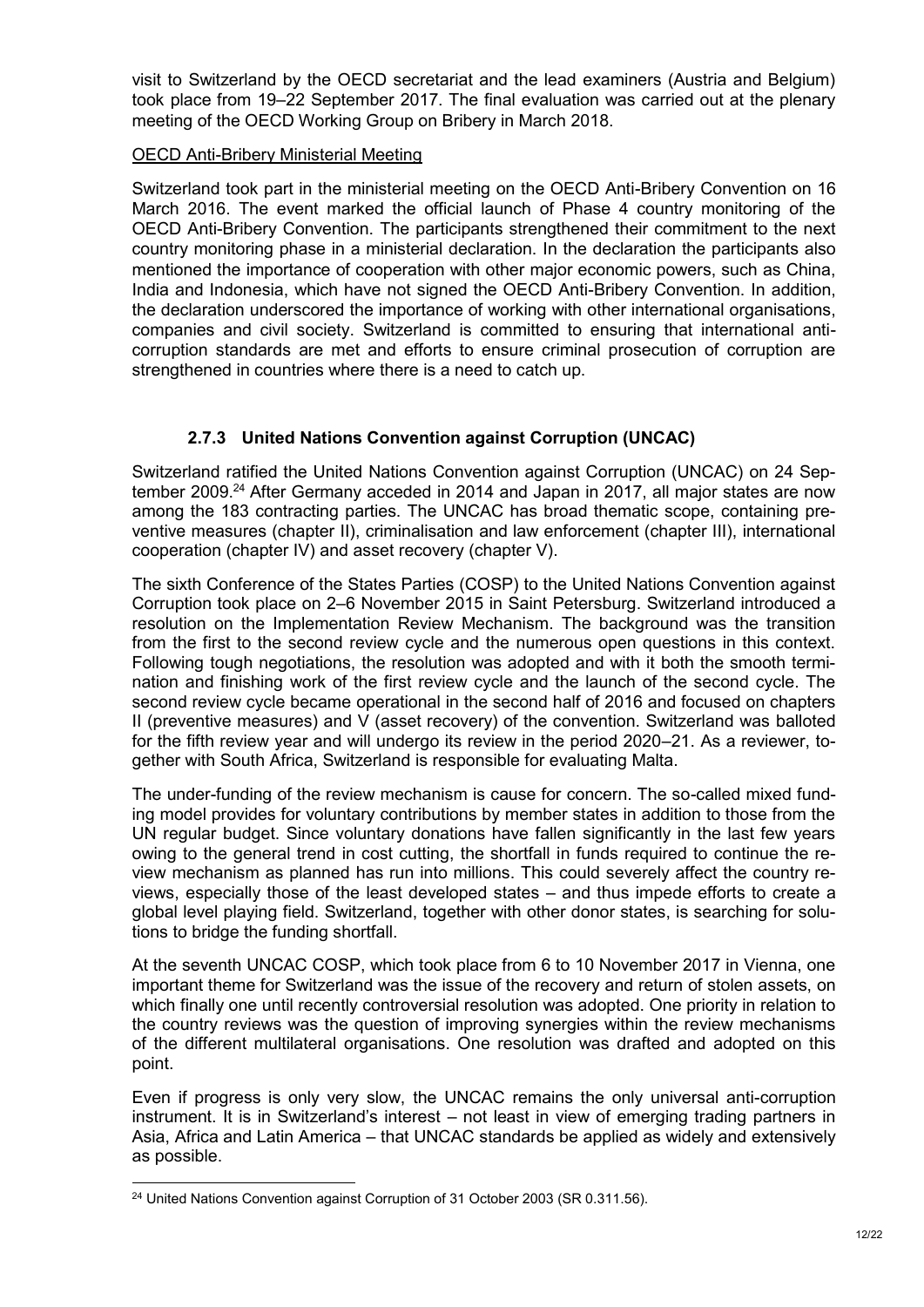visit to Switzerland by the OECD secretariat and the lead examiners (Austria and Belgium) took place from 19–22 September 2017. The final evaluation was carried out at the plenary meeting of the OECD Working Group on Bribery in March 2018.

OECD Anti-Bribery Ministerial Meeting

Switzerland took part in the ministerial meeting on the OECD Anti-Bribery Convention on 16 March 2016. The event marked the official launch of Phase 4 country monitoring of the OECD Anti-Bribery Convention. The participants strengthened their commitment to the next country monitoring phase in a ministerial declaration. In the declaration the participants also mentioned the importance of cooperation with other major economic powers, such as China, India and Indonesia, which have not signed the OECD Anti-Bribery Convention. In addition, the declaration underscored the importance of working with other international organisations, companies and civil society. Switzerland is committed to ensuring that international anti-corruption standards are met and efforts to ensure criminal prosecution of corruption are strengthened in countries where there is a need to catch up.

### 2.7.3 United Nations Convention against Corruption (UNCAC)

Switzerland ratified the United Nations Convention against Corruption (UNCAC) on 24 September 2009.[24] After Germany acceded in 2014 and Japan in 2017, all major states are now among the 183 contracting parties. The UNCAC has broad thematic scope, containing preventive measures (chapter II), criminalisation and law enforcement (chapter III), international cooperation (chapter IV) and asset recovery (chapter V).

The sixth Conference of the States Parties (COSP) to the United Nations Convention against Corruption took place on 2–6 November 2015 in Saint Petersburg. Switzerland introduced a resolution on the Implementation Review Mechanism. The background was the transition from the first to the second review cycle and the numerous open questions in this context. Following tough negotiations, the resolution was adopted and with it both the smooth termination and finishing work of the first review cycle and the launch of the second cycle. The second review cycle became operational in the second half of 2016 and focused on chapters II (preventive measures) and V (asset recovery) of the convention. Switzerland was balloted for the fifth review year and will undergo its review in the period 2020–21. As a reviewer, together with South Africa, Switzerland is responsible for evaluating Malta.

The under-funding of the review mechanism is cause for concern. The so-called mixed funding model provides for voluntary contributions by member states in addition to those from the UN regular budget. Since voluntary donations have fallen significantly in the last few years owing to the general trend in cost cutting, the shortfall in funds required to continue the review mechanism as planned has run into millions. This could severely affect the country reviews, especially those of the least developed states – and thus impede efforts to create a global level playing field. Switzerland, together with other donor states, is searching for solutions to bridge the funding shortfall.

At the seventh UNCAC COSP, which took place from 6 to 10 November 2017 in Vienna, one important theme for Switzerland was the issue of the recovery and return of stolen assets, on which finally one until recently controversial resolution was adopted. One priority in relation to the country reviews was the question of improving synergies within the review mechanisms of the different multilateral organisations. One resolution was drafted and adopted on this point.

Even if progress is only very slow, the UNCAC remains the only universal anti-corruption instrument. It is in Switzerland's interest – not least in view of emerging trading partners in Asia, Africa and Latin America – that UNCAC standards be applied as widely and extensively as possible.

[24] United Nations Convention against Corruption of 31 October 2003 (SR 0.311.56).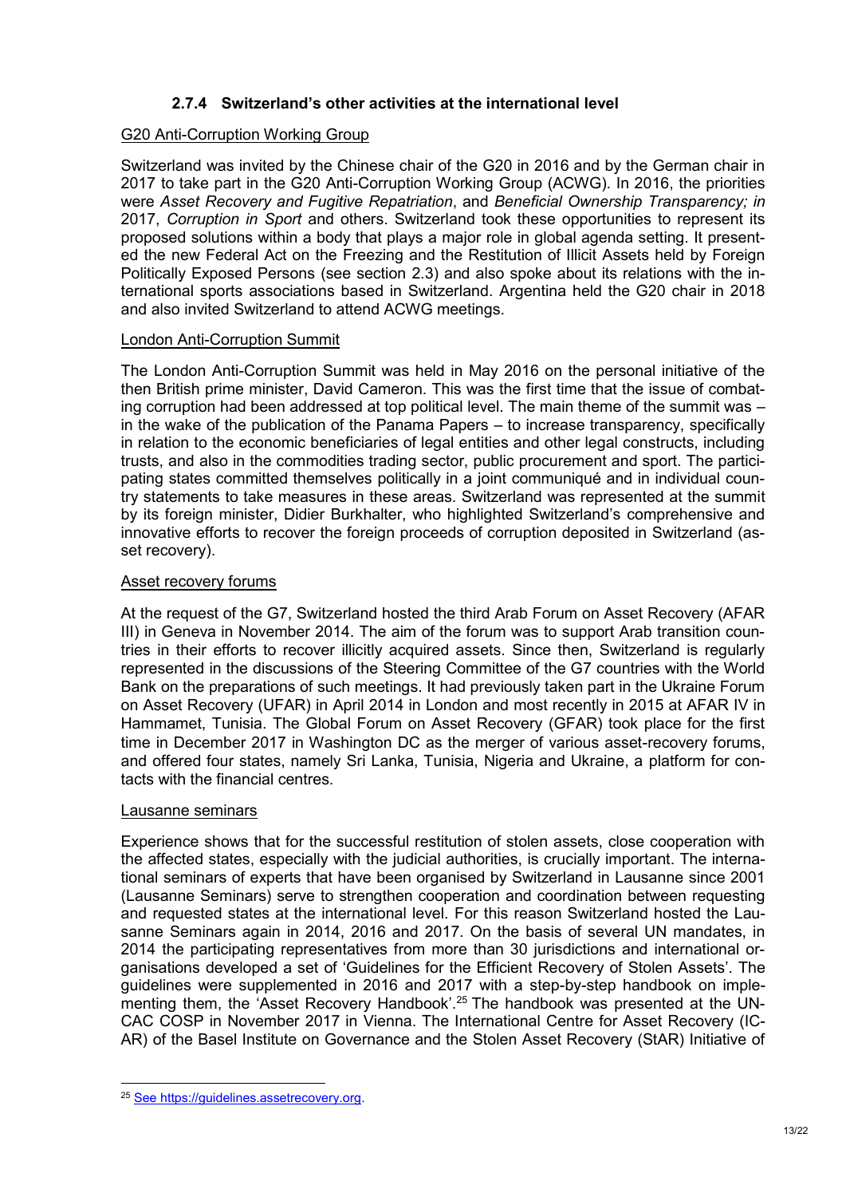### 2.7.4 Switzerland's other activities at the international level

G20 Anti-Corruption Working Group

Switzerland was invited by the Chinese chair of the G20 in 2016 and by the German chair in 2017 to take part in the G20 Anti-Corruption Working Group (ACWG). In 2016, the priorities were *Asset Recovery and Fugitive Repatriation*, and *Beneficial Ownership Transparency; in* 2017, *Corruption in Sport* and others. Switzerland took these opportunities to represent its proposed solutions within a body that plays a major role in global agenda setting. It presented the new Federal Act on the Freezing and the Restitution of Illicit Assets held by Foreign Politically Exposed Persons (see section 2.3) and also spoke about its relations with the international sports associations based in Switzerland. Argentina held the G20 chair in 2018 and also invited Switzerland to attend ACWG meetings.

London Anti-Corruption Summit

The London Anti-Corruption Summit was held in May 2016 on the personal initiative of the then British prime minister, David Cameron. This was the first time that the issue of combating corruption had been addressed at top political level. The main theme of the summit was – in the wake of the publication of the Panama Papers – to increase transparency, specifically in relation to the economic beneficiaries of legal entities and other legal constructs, including trusts, and also in the commodities trading sector, public procurement and sport. The participating states committed themselves politically in a joint communiqué and in individual country statements to take measures in these areas. Switzerland was represented at the summit by its foreign minister, Didier Burkhalter, who highlighted Switzerland's comprehensive and innovative efforts to recover the foreign proceeds of corruption deposited in Switzerland (asset recovery).

Asset recovery forums

At the request of the G7, Switzerland hosted the third Arab Forum on Asset Recovery (AFAR III) in Geneva in November 2014. The aim of the forum was to support Arab transition countries in their efforts to recover illicitly acquired assets. Since then, Switzerland is regularly represented in the discussions of the Steering Committee of the G7 countries with the World Bank on the preparations of such meetings. It had previously taken part in the Ukraine Forum on Asset Recovery (UFAR) in April 2014 in London and most recently in 2015 at AFAR IV in Hammamet, Tunisia. The Global Forum on Asset Recovery (GFAR) took place for the first time in December 2017 in Washington DC as the merger of various asset-recovery forums, and offered four states, namely Sri Lanka, Tunisia, Nigeria and Ukraine, a platform for contacts with the financial centres.

Lausanne seminars

Experience shows that for the successful restitution of stolen assets, close cooperation with the affected states, especially with the judicial authorities, is crucially important. The international seminars of experts that have been organised by Switzerland in Lausanne since 2001 (Lausanne Seminars) serve to strengthen cooperation and coordination between requesting and requested states at the international level. For this reason Switzerland hosted the Lausanne Seminars again in 2014, 2016 and 2017. On the basis of several UN mandates, in 2014 the participating representatives from more than 30 jurisdictions and international organisations developed a set of 'Guidelines for the Efficient Recovery of Stolen Assets'. The guidelines were supplemented in 2016 and 2017 with a step-by-step handbook on implementing them, the 'Asset Recovery Handbook'.[25] The handbook was presented at the UNCAC COSP in November 2017 in Vienna. The International Centre for Asset Recovery (ICAR) of the Basel Institute on Governance and the Stolen Asset Recovery (StAR) Initiative of

---

[25] See https://guidelines.assetrecovery.org.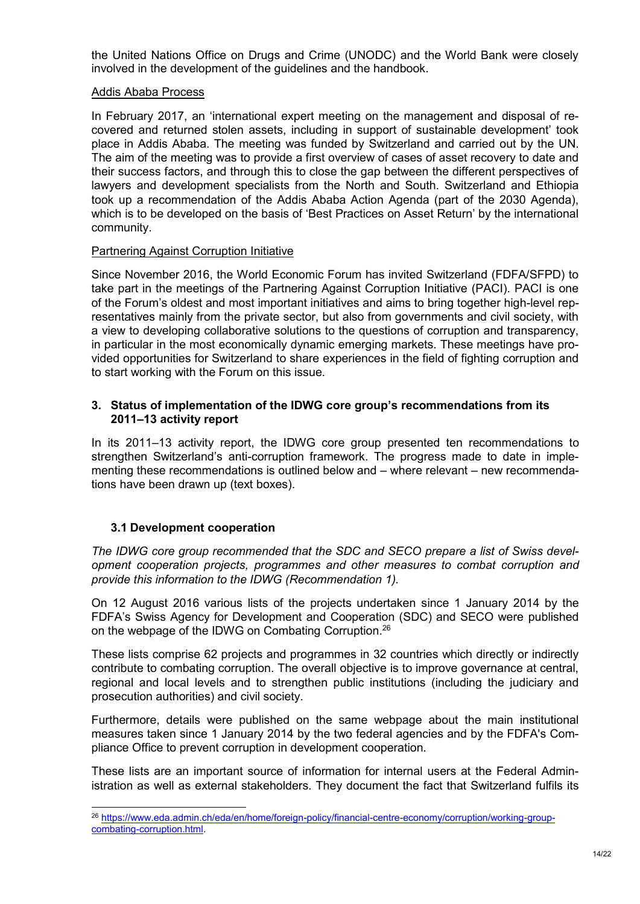the United Nations Office on Drugs and Crime (UNODC) and the World Bank were closely involved in the development of the guidelines and the handbook.

Addis Ababa Process

In February 2017, an 'international expert meeting on the management and disposal of recovered and returned stolen assets, including in support of sustainable development' took place in Addis Ababa. The meeting was funded by Switzerland and carried out by the UN. The aim of the meeting was to provide a first overview of cases of asset recovery to date and their success factors, and through this to close the gap between the different perspectives of lawyers and development specialists from the North and South. Switzerland and Ethiopia took up a recommendation of the Addis Ababa Action Agenda (part of the 2030 Agenda), which is to be developed on the basis of 'Best Practices on Asset Return' by the international community.

Partnering Against Corruption Initiative

Since November 2016, the World Economic Forum has invited Switzerland (FDFA/SFPD) to take part in the meetings of the Partnering Against Corruption Initiative (PACI). PACI is one of the Forum's oldest and most important initiatives and aims to bring together high-level representatives mainly from the private sector, but also from governments and civil society, with a view to developing collaborative solutions to the questions of corruption and transparency, in particular in the most economically dynamic emerging markets. These meetings have provided opportunities for Switzerland to share experiences in the field of fighting corruption and to start working with the Forum on this issue.

## 3. Status of implementation of the IDWG core group's recommendations from its 2011–13 activity report

In its 2011–13 activity report, the IDWG core group presented ten recommendations to strengthen Switzerland's anti-corruption framework. The progress made to date in implementing these recommendations is outlined below and – where relevant – new recommendations have been drawn up (text boxes).

### 3.1 Development cooperation

*The IDWG core group recommended that the SDC and SECO prepare a list of Swiss development cooperation projects, programmes and other measures to combat corruption and provide this information to the IDWG (Recommendation 1).*

On 12 August 2016 various lists of the projects undertaken since 1 January 2014 by the FDFA's Swiss Agency for Development and Cooperation (SDC) and SECO were published on the webpage of the IDWG on Combating Corruption.[26]

These lists comprise 62 projects and programmes in 32 countries which directly or indirectly contribute to combating corruption. The overall objective is to improve governance at central, regional and local levels and to strengthen public institutions (including the judiciary and prosecution authorities) and civil society.

Furthermore, details were published on the same webpage about the main institutional measures taken since 1 January 2014 by the two federal agencies and by the FDFA's Compliance Office to prevent corruption in development cooperation.

These lists are an important source of information for internal users at the Federal Administration as well as external stakeholders. They document the fact that Switzerland fulfils its

[26] https://www.eda.admin.ch/eda/en/home/foreign-policy/financial-centre-economy/corruption/working-group-combating-corruption.html.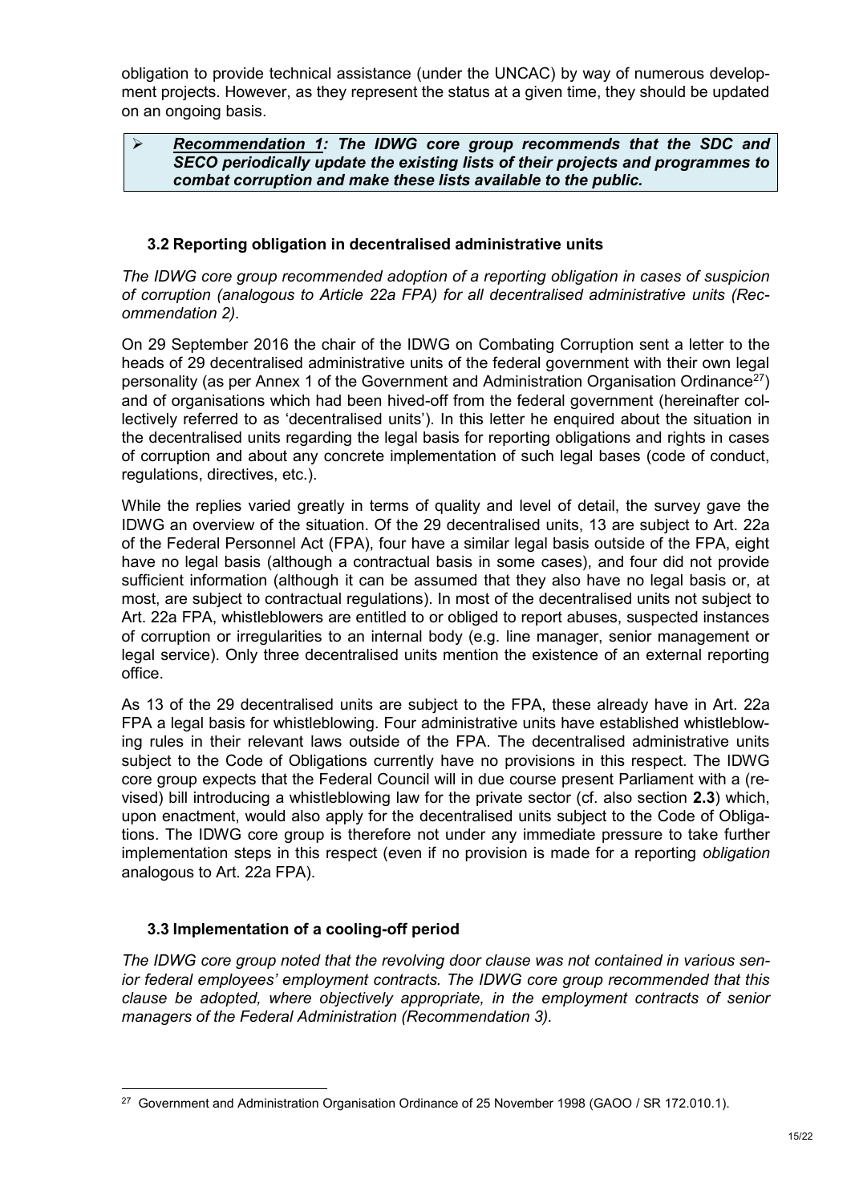obligation to provide technical assistance (under the UNCAC) by way of numerous development projects. However, as they represent the status at a given time, they should be updated on an ongoing basis.

> ➢ ***Recommendation 1**: The IDWG core group recommends that the SDC and SECO periodically update the existing lists of their projects and programmes to combat corruption and make these lists available to the public.*

### 3.2 Reporting obligation in decentralised administrative units

*The IDWG core group recommended adoption of a reporting obligation in cases of suspicion of corruption (analogous to Article 22a FPA) for all decentralised administrative units (Recommendation 2).*

On 29 September 2016 the chair of the IDWG on Combating Corruption sent a letter to the heads of 29 decentralised administrative units of the federal government with their own legal personality (as per Annex 1 of the Government and Administration Organisation Ordinance[27]) and of organisations which had been hived-off from the federal government (hereinafter collectively referred to as 'decentralised units'). In this letter he enquired about the situation in the decentralised units regarding the legal basis for reporting obligations and rights in cases of corruption and about any concrete implementation of such legal bases (code of conduct, regulations, directives, etc.).

While the replies varied greatly in terms of quality and level of detail, the survey gave the IDWG an overview of the situation. Of the 29 decentralised units, 13 are subject to Art. 22a of the Federal Personnel Act (FPA), four have a similar legal basis outside of the FPA, eight have no legal basis (although a contractual basis in some cases), and four did not provide sufficient information (although it can be assumed that they also have no legal basis or, at most, are subject to contractual regulations). In most of the decentralised units not subject to Art. 22a FPA, whistleblowers are entitled to or obliged to report abuses, suspected instances of corruption or irregularities to an internal body (e.g. line manager, senior management or legal service). Only three decentralised units mention the existence of an external reporting office.

As 13 of the 29 decentralised units are subject to the FPA, these already have in Art. 22a FPA a legal basis for whistleblowing. Four administrative units have established whistleblowing rules in their relevant laws outside of the FPA. The decentralised administrative units subject to the Code of Obligations currently have no provisions in this respect. The IDWG core group expects that the Federal Council will in due course present Parliament with a (revised) bill introducing a whistleblowing law for the private sector (cf. also section **2.3**) which, upon enactment, would also apply for the decentralised units subject to the Code of Obligations. The IDWG core group is therefore not under any immediate pressure to take further implementation steps in this respect (even if no provision is made for a reporting *obligation* analogous to Art. 22a FPA).

### 3.3 Implementation of a cooling-off period

*The IDWG core group noted that the revolving door clause was not contained in various senior federal employees' employment contracts. The IDWG core group recommended that this clause be adopted, where objectively appropriate, in the employment contracts of senior managers of the Federal Administration (Recommendation 3).*

---

[27] Government and Administration Organisation Ordinance of 25 November 1998 (GAOO / SR 172.010.1).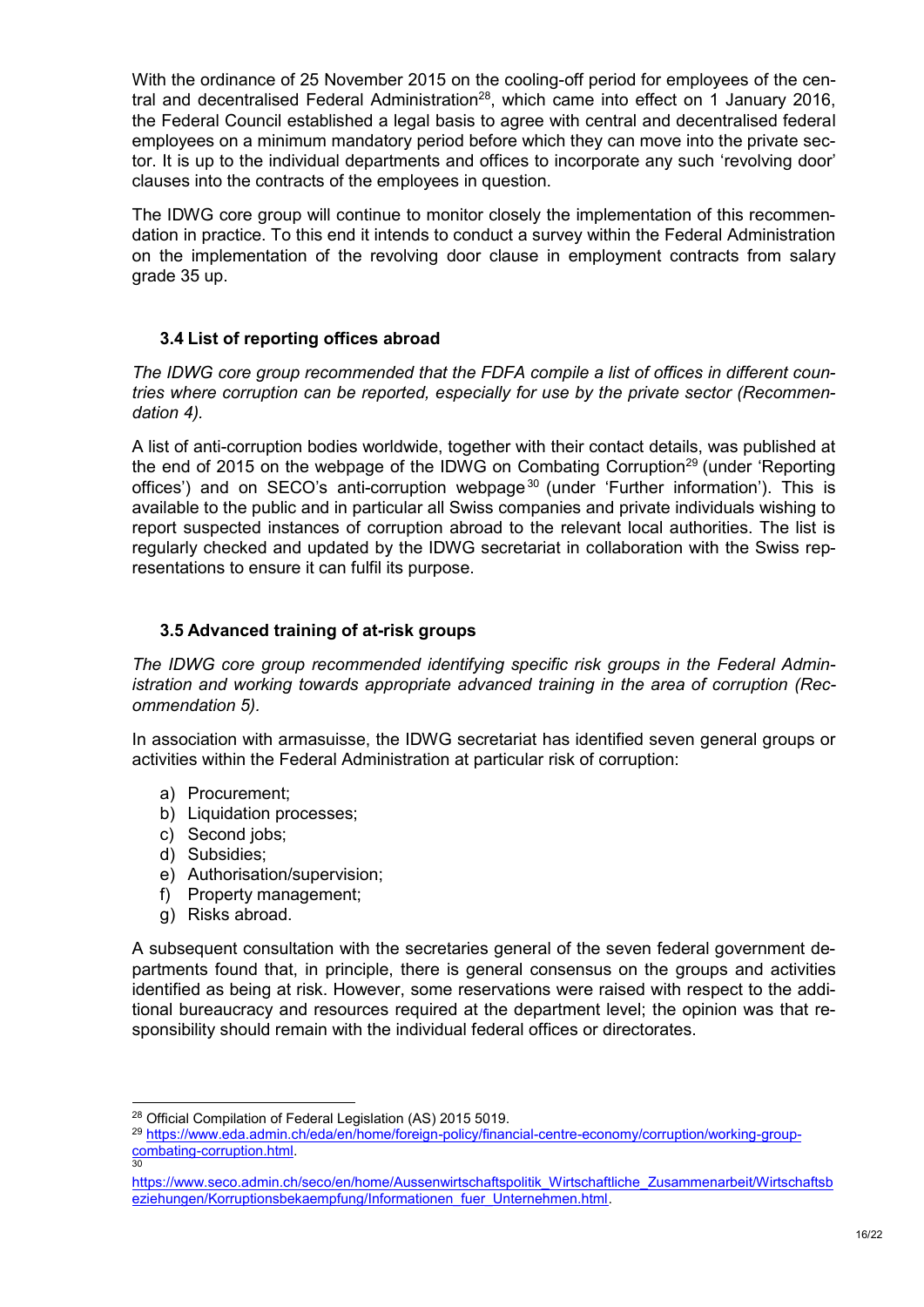With the ordinance of 25 November 2015 on the cooling-off period for employees of the central and decentralised Federal Administration[28], which came into effect on 1 January 2016, the Federal Council established a legal basis to agree with central and decentralised federal employees on a minimum mandatory period before which they can move into the private sector. It is up to the individual departments and offices to incorporate any such 'revolving door' clauses into the contracts of the employees in question.

The IDWG core group will continue to monitor closely the implementation of this recommendation in practice. To this end it intends to conduct a survey within the Federal Administration on the implementation of the revolving door clause in employment contracts from salary grade 35 up.

### 3.4 List of reporting offices abroad

*The IDWG core group recommended that the FDFA compile a list of offices in different countries where corruption can be reported, especially for use by the private sector (Recommendation 4).*

A list of anti-corruption bodies worldwide, together with their contact details, was published at the end of 2015 on the webpage of the IDWG on Combating Corruption[29] (under 'Reporting offices') and on SECO's anti-corruption webpage[30] (under 'Further information'). This is available to the public and in particular all Swiss companies and private individuals wishing to report suspected instances of corruption abroad to the relevant local authorities. The list is regularly checked and updated by the IDWG secretariat in collaboration with the Swiss representations to ensure it can fulfil its purpose.

### 3.5 Advanced training of at-risk groups

*The IDWG core group recommended identifying specific risk groups in the Federal Administration and working towards appropriate advanced training in the area of corruption (Recommendation 5).*

In association with armasuisse, the IDWG secretariat has identified seven general groups or activities within the Federal Administration at particular risk of corruption:

a) Procurement;
b) Liquidation processes;
c) Second jobs;
d) Subsidies;
e) Authorisation/supervision;
f) Property management;
g) Risks abroad.

A subsequent consultation with the secretaries general of the seven federal government departments found that, in principle, there is general consensus on the groups and activities identified as being at risk. However, some reservations were raised with respect to the additional bureaucracy and resources required at the department level; the opinion was that responsibility should remain with the individual federal offices or directorates.

---

[28] Official Compilation of Federal Legislation (AS) 2015 5019.

[29] https://www.eda.admin.ch/eda/en/home/foreign-policy/financial-centre-economy/corruption/working-group-combating-corruption.html.

[30] https://www.seco.admin.ch/seco/en/home/Aussenwirtschaftspolitik_Wirtschaftliche_Zusammenarbeit/Wirtschaftsbeziehungen/Korruptionsbekaempfung/Informationen_fuer_Unternehmen.html.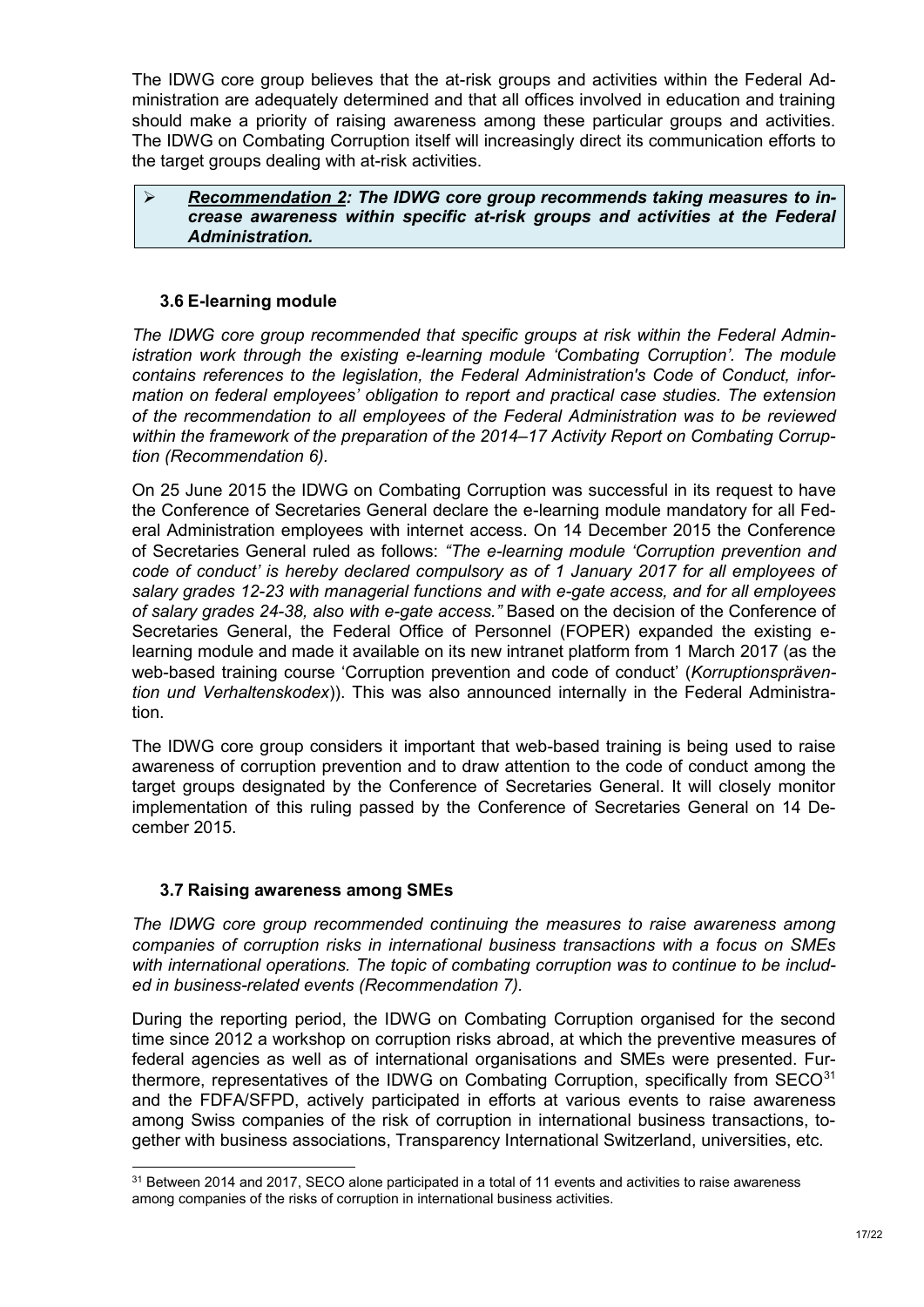The IDWG core group believes that the at-risk groups and activities within the Federal Administration are adequately determined and that all offices involved in education and training should make a priority of raising awareness among these particular groups and activities. The IDWG on Combating Corruption itself will increasingly direct its communication efforts to the target groups dealing with at-risk activities.

> ➢ ***Recommendation 2**: The IDWG core group recommends taking measures to increase awareness within specific at-risk groups and activities at the Federal Administration.*

### 3.6 E-learning module

*The IDWG core group recommended that specific groups at risk within the Federal Administration work through the existing e-learning module 'Combating Corruption'. The module contains references to the legislation, the Federal Administration's Code of Conduct, information on federal employees' obligation to report and practical case studies. The extension of the recommendation to all employees of the Federal Administration was to be reviewed within the framework of the preparation of the 2014–17 Activity Report on Combating Corruption (Recommendation 6).*

On 25 June 2015 the IDWG on Combating Corruption was successful in its request to have the Conference of Secretaries General declare the e-learning module mandatory for all Federal Administration employees with internet access. On 14 December 2015 the Conference of Secretaries General ruled as follows: *"The e-learning module 'Corruption prevention and code of conduct' is hereby declared compulsory as of 1 January 2017 for all employees of salary grades 12-23 with managerial functions and with e-gate access, and for all employees of salary grades 24-38, also with e-gate access."* Based on the decision of the Conference of Secretaries General, the Federal Office of Personnel (FOPER) expanded the existing e-learning module and made it available on its new intranet platform from 1 March 2017 (as the web-based training course 'Corruption prevention and code of conduct' (*Korruptionsprävention und Verhaltenskodex*)). This was also announced internally in the Federal Administration.

The IDWG core group considers it important that web-based training is being used to raise awareness of corruption prevention and to draw attention to the code of conduct among the target groups designated by the Conference of Secretaries General. It will closely monitor implementation of this ruling passed by the Conference of Secretaries General on 14 December 2015.

### 3.7 Raising awareness among SMEs

*The IDWG core group recommended continuing the measures to raise awareness among companies of corruption risks in international business transactions with a focus on SMEs with international operations. The topic of combating corruption was to continue to be included in business-related events (Recommendation 7).*

During the reporting period, the IDWG on Combating Corruption organised for the second time since 2012 a workshop on corruption risks abroad, at which the preventive measures of federal agencies as well as of international organisations and SMEs were presented. Furthermore, representatives of the IDWG on Combating Corruption, specifically from SECO[31] and the FDFA/SFPD, actively participated in efforts at various events to raise awareness among Swiss companies of the risk of corruption in international business transactions, together with business associations, Transparency International Switzerland, universities, etc.

---

[31] Between 2014 and 2017, SECO alone participated in a total of 11 events and activities to raise awareness among companies of the risks of corruption in international business activities.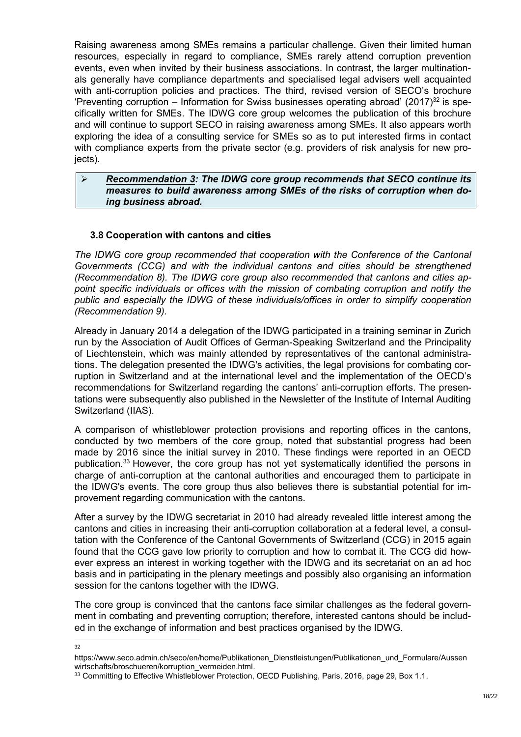Raising awareness among SMEs remains a particular challenge. Given their limited human resources, especially in regard to compliance, SMEs rarely attend corruption prevention events, even when invited by their business associations. In contrast, the larger multinationals generally have compliance departments and specialised legal advisers well acquainted with anti-corruption policies and practices. The third, revised version of SECO's brochure 'Preventing corruption – Information for Swiss businesses operating abroad' (2017)[32] is specifically written for SMEs. The IDWG core group welcomes the publication of this brochure and will continue to support SECO in raising awareness among SMEs. It also appears worth exploring the idea of a consulting service for SMEs so as to put interested firms in contact with compliance experts from the private sector (e.g. providers of risk analysis for new projects).

> ➢ ***Recommendation 3**: The IDWG core group recommends that SECO continue its measures to build awareness among SMEs of the risks of corruption when doing business abroad.*

### 3.8 Cooperation with cantons and cities

*The IDWG core group recommended that cooperation with the Conference of the Cantonal Governments (CCG) and with the individual cantons and cities should be strengthened (Recommendation 8). The IDWG core group also recommended that cantons and cities appoint specific individuals or offices with the mission of combating corruption and notify the public and especially the IDWG of these individuals/offices in order to simplify cooperation (Recommendation 9).*

Already in January 2014 a delegation of the IDWG participated in a training seminar in Zurich run by the Association of Audit Offices of German-Speaking Switzerland and the Principality of Liechtenstein, which was mainly attended by representatives of the cantonal administrations. The delegation presented the IDWG's activities, the legal provisions for combating corruption in Switzerland and at the international level and the implementation of the OECD's recommendations for Switzerland regarding the cantons' anti-corruption efforts. The presentations were subsequently also published in the Newsletter of the Institute of Internal Auditing Switzerland (IIAS).

A comparison of whistleblower protection provisions and reporting offices in the cantons, conducted by two members of the core group, noted that substantial progress had been made by 2016 since the initial survey in 2010. These findings were reported in an OECD publication.[33] However, the core group has not yet systematically identified the persons in charge of anti-corruption at the cantonal authorities and encouraged them to participate in the IDWG's events. The core group thus also believes there is substantial potential for improvement regarding communication with the cantons.

After a survey by the IDWG secretariat in 2010 had already revealed little interest among the cantons and cities in increasing their anti-corruption collaboration at a federal level, a consultation with the Conference of the Cantonal Governments of Switzerland (CCG) in 2015 again found that the CCG gave low priority to corruption and how to combat it. The CCG did however express an interest in working together with the IDWG and its secretariat on an ad hoc basis and in participating in the plenary meetings and possibly also organising an information session for the cantons together with the IDWG.

The core group is convinced that the cantons face similar challenges as the federal government in combating and preventing corruption; therefore, interested cantons should be included in the exchange of information and best practices organised by the IDWG.

---

[32] https://www.seco.admin.ch/seco/en/home/Publikationen_Dienstleistungen/Publikationen_und_Formulare/Aussenwirtschafts/broschueren/korruption_vermeiden.html.

[33] Committing to Effective Whistleblower Protection, OECD Publishing, Paris, 2016, page 29, Box 1.1.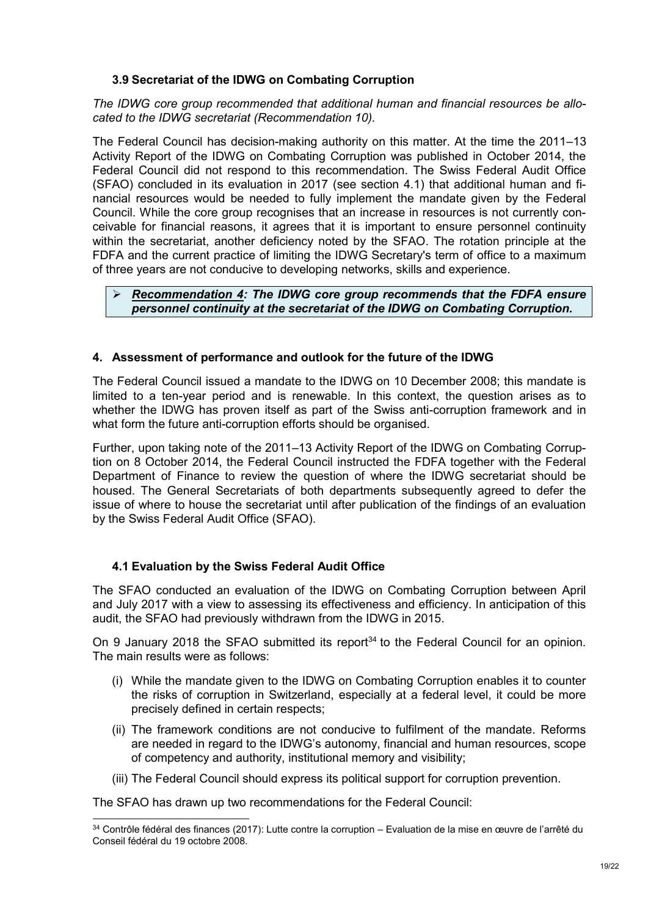### 3.9 Secretariat of the IDWG on Combating Corruption

*The IDWG core group recommended that additional human and financial resources be allocated to the IDWG secretariat (Recommendation 10).*

The Federal Council has decision-making authority on this matter. At the time the 2011–13 Activity Report of the IDWG on Combating Corruption was published in October 2014, the Federal Council did not respond to this recommendation. The Swiss Federal Audit Office (SFAO) concluded in its evaluation in 2017 (see section 4.1) that additional human and financial resources would be needed to fully implement the mandate given by the Federal Council. While the core group recognises that an increase in resources is not currently conceivable for financial reasons, it agrees that it is important to ensure personnel continuity within the secretariat, another deficiency noted by the SFAO. The rotation principle at the FDFA and the current practice of limiting the IDWG Secretary's term of office to a maximum of three years are not conducive to developing networks, skills and experience.

> ➢ ***Recommendation 4**: **The IDWG core group recommends that the FDFA ensure personnel continuity at the secretariat of the IDWG on Combating Corruption.***

## 4. Assessment of performance and outlook for the future of the IDWG

The Federal Council issued a mandate to the IDWG on 10 December 2008; this mandate is limited to a ten-year period and is renewable. In this context, the question arises as to whether the IDWG has proven itself as part of the Swiss anti-corruption framework and in what form the future anti-corruption efforts should be organised.

Further, upon taking note of the 2011–13 Activity Report of the IDWG on Combating Corruption on 8 October 2014, the Federal Council instructed the FDFA together with the Federal Department of Finance to review the question of where the IDWG secretariat should be housed. The General Secretariats of both departments subsequently agreed to defer the issue of where to house the secretariat until after publication of the findings of an evaluation by the Swiss Federal Audit Office (SFAO).

### 4.1 Evaluation by the Swiss Federal Audit Office

The SFAO conducted an evaluation of the IDWG on Combating Corruption between April and July 2017 with a view to assessing its effectiveness and efficiency. In anticipation of this audit, the SFAO had previously withdrawn from the IDWG in 2015.

On 9 January 2018 the SFAO submitted its report[34] to the Federal Council for an opinion. The main results were as follows:

(i) While the mandate given to the IDWG on Combating Corruption enables it to counter the risks of corruption in Switzerland, especially at a federal level, it could be more precisely defined in certain respects;

(ii) The framework conditions are not conducive to fulfilment of the mandate. Reforms are needed in regard to the IDWG's autonomy, financial and human resources, scope of competency and authority, institutional memory and visibility;

(iii) The Federal Council should express its political support for corruption prevention.

The SFAO has drawn up two recommendations for the Federal Council:

---

[34] Contrôle fédéral des finances (2017): Lutte contre la corruption – Evaluation de la mise en œuvre de l'arrêté du Conseil fédéral du 19 octobre 2008.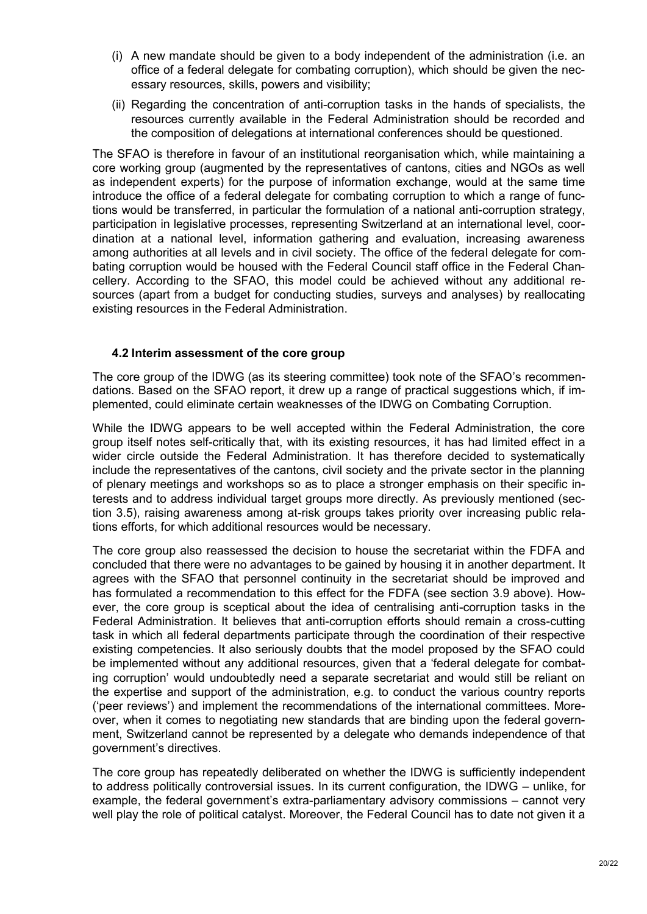(i) A new mandate should be given to a body independent of the administration (i.e. an office of a federal delegate for combating corruption), which should be given the necessary resources, skills, powers and visibility;

(ii) Regarding the concentration of anti-corruption tasks in the hands of specialists, the resources currently available in the Federal Administration should be recorded and the composition of delegations at international conferences should be questioned.

The SFAO is therefore in favour of an institutional reorganisation which, while maintaining a core working group (augmented by the representatives of cantons, cities and NGOs as well as independent experts) for the purpose of information exchange, would at the same time introduce the office of a federal delegate for combating corruption to which a range of functions would be transferred, in particular the formulation of a national anti-corruption strategy, participation in legislative processes, representing Switzerland at an international level, coordination at a national level, information gathering and evaluation, increasing awareness among authorities at all levels and in civil society. The office of the federal delegate for combating corruption would be housed with the Federal Council staff office in the Federal Chancellery. According to the SFAO, this model could be achieved without any additional resources (apart from a budget for conducting studies, surveys and analyses) by reallocating existing resources in the Federal Administration.

### 4.2 Interim assessment of the core group

The core group of the IDWG (as its steering committee) took note of the SFAO's recommendations. Based on the SFAO report, it drew up a range of practical suggestions which, if implemented, could eliminate certain weaknesses of the IDWG on Combating Corruption.

While the IDWG appears to be well accepted within the Federal Administration, the core group itself notes self-critically that, with its existing resources, it has had limited effect in a wider circle outside the Federal Administration. It has therefore decided to systematically include the representatives of the cantons, civil society and the private sector in the planning of plenary meetings and workshops so as to place a stronger emphasis on their specific interests and to address individual target groups more directly. As previously mentioned (section 3.5), raising awareness among at-risk groups takes priority over increasing public relations efforts, for which additional resources would be necessary.

The core group also reassessed the decision to house the secretariat within the FDFA and concluded that there were no advantages to be gained by housing it in another department. It agrees with the SFAO that personnel continuity in the secretariat should be improved and has formulated a recommendation to this effect for the FDFA (see section 3.9 above). However, the core group is sceptical about the idea of centralising anti-corruption tasks in the Federal Administration. It believes that anti-corruption efforts should remain a cross-cutting task in which all federal departments participate through the coordination of their respective existing competencies. It also seriously doubts that the model proposed by the SFAO could be implemented without any additional resources, given that a 'federal delegate for combating corruption' would undoubtedly need a separate secretariat and would still be reliant on the expertise and support of the administration, e.g. to conduct the various country reports ('peer reviews') and implement the recommendations of the international committees. Moreover, when it comes to negotiating new standards that are binding upon the federal government, Switzerland cannot be represented by a delegate who demands independence of that government's directives.

The core group has repeatedly deliberated on whether the IDWG is sufficiently independent to address politically controversial issues. In its current configuration, the IDWG – unlike, for example, the federal government's extra-parliamentary advisory commissions – cannot very well play the role of political catalyst. Moreover, the Federal Council has to date not given it a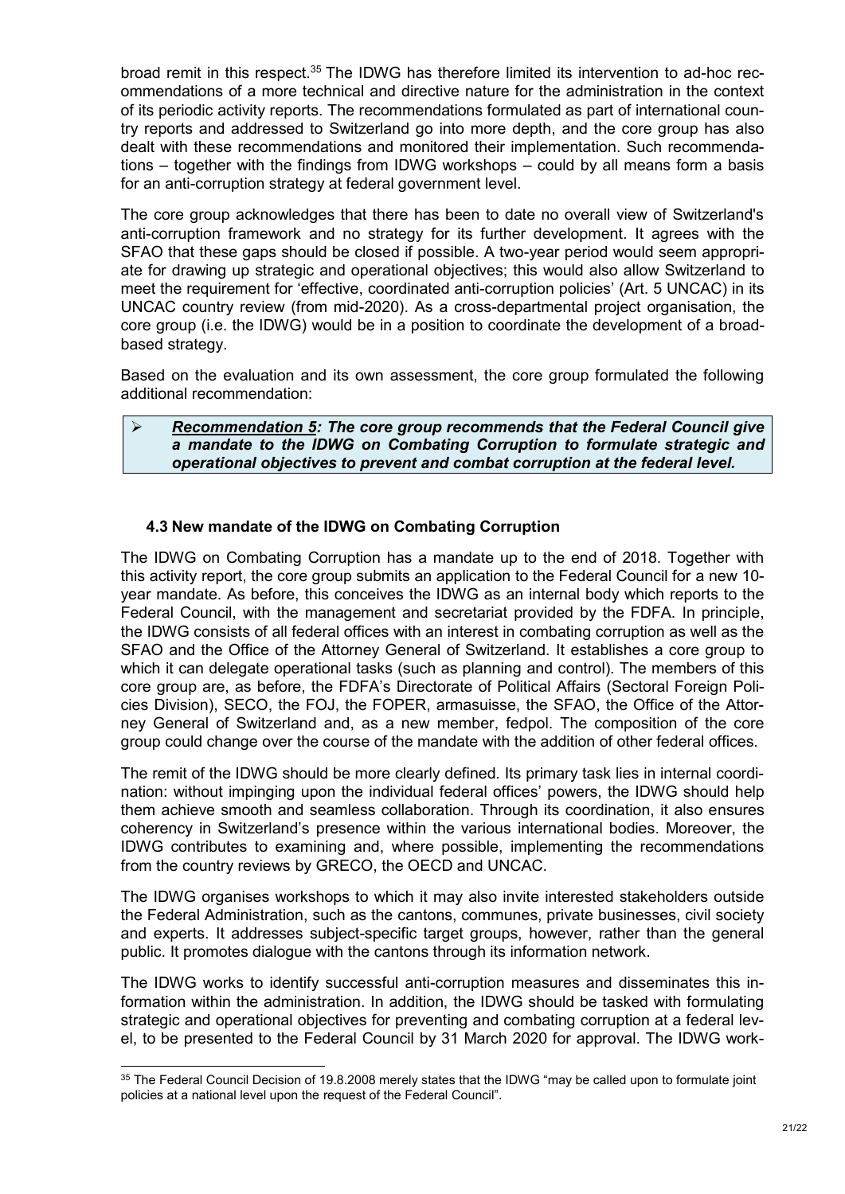broad remit in this respect.[35] The IDWG has therefore limited its intervention to ad-hoc recommendations of a more technical and directive nature for the administration in the context of its periodic activity reports. The recommendations formulated as part of international country reports and addressed to Switzerland go into more depth, and the core group has also dealt with these recommendations and monitored their implementation. Such recommendations – together with the findings from IDWG workshops – could by all means form a basis for an anti-corruption strategy at federal government level.

The core group acknowledges that there has been to date no overall view of Switzerland's anti-corruption framework and no strategy for its further development. It agrees with the SFAO that these gaps should be closed if possible. A two-year period would seem appropriate for drawing up strategic and operational objectives; this would also allow Switzerland to meet the requirement for 'effective, coordinated anti-corruption policies' (Art. 5 UNCAC) in its UNCAC country review (from mid-2020). As a cross-departmental project organisation, the core group (i.e. the IDWG) would be in a position to coordinate the development of a broad-based strategy.

Based on the evaluation and its own assessment, the core group formulated the following additional recommendation:

> ➢ ***Recommendation 5**: The core group recommends that the Federal Council give a mandate to the IDWG on Combating Corruption to formulate strategic and operational objectives to prevent and combat corruption at the federal level.*

### 4.3 New mandate of the IDWG on Combating Corruption

The IDWG on Combating Corruption has a mandate up to the end of 2018. Together with this activity report, the core group submits an application to the Federal Council for a new 10-year mandate. As before, this conceives the IDWG as an internal body which reports to the Federal Council, with the management and secretariat provided by the FDFA. In principle, the IDWG consists of all federal offices with an interest in combating corruption as well as the SFAO and the Office of the Attorney General of Switzerland. It establishes a core group to which it can delegate operational tasks (such as planning and control). The members of this core group are, as before, the FDFA's Directorate of Political Affairs (Sectoral Foreign Policies Division), SECO, the FOJ, the FOPER, armasuisse, the SFAO, the Office of the Attorney General of Switzerland and, as a new member, fedpol. The composition of the core group could change over the course of the mandate with the addition of other federal offices.

The remit of the IDWG should be more clearly defined. Its primary task lies in internal coordination: without impinging upon the individual federal offices' powers, the IDWG should help them achieve smooth and seamless collaboration. Through its coordination, it also ensures coherency in Switzerland's presence within the various international bodies. Moreover, the IDWG contributes to examining and, where possible, implementing the recommendations from the country reviews by GRECO, the OECD and UNCAC.

The IDWG organises workshops to which it may also invite interested stakeholders outside the Federal Administration, such as the cantons, communes, private businesses, civil society and experts. It addresses subject-specific target groups, however, rather than the general public. It promotes dialogue with the cantons through its information network.

The IDWG works to identify successful anti-corruption measures and disseminates this information within the administration. In addition, the IDWG should be tasked with formulating strategic and operational objectives for preventing and combating corruption at a federal level, to be presented to the Federal Council by 31 March 2020 for approval. The IDWG work-

---

[35] The Federal Council Decision of 19.8.2008 merely states that the IDWG "may be called upon to formulate joint policies at a national level upon the request of the Federal Council".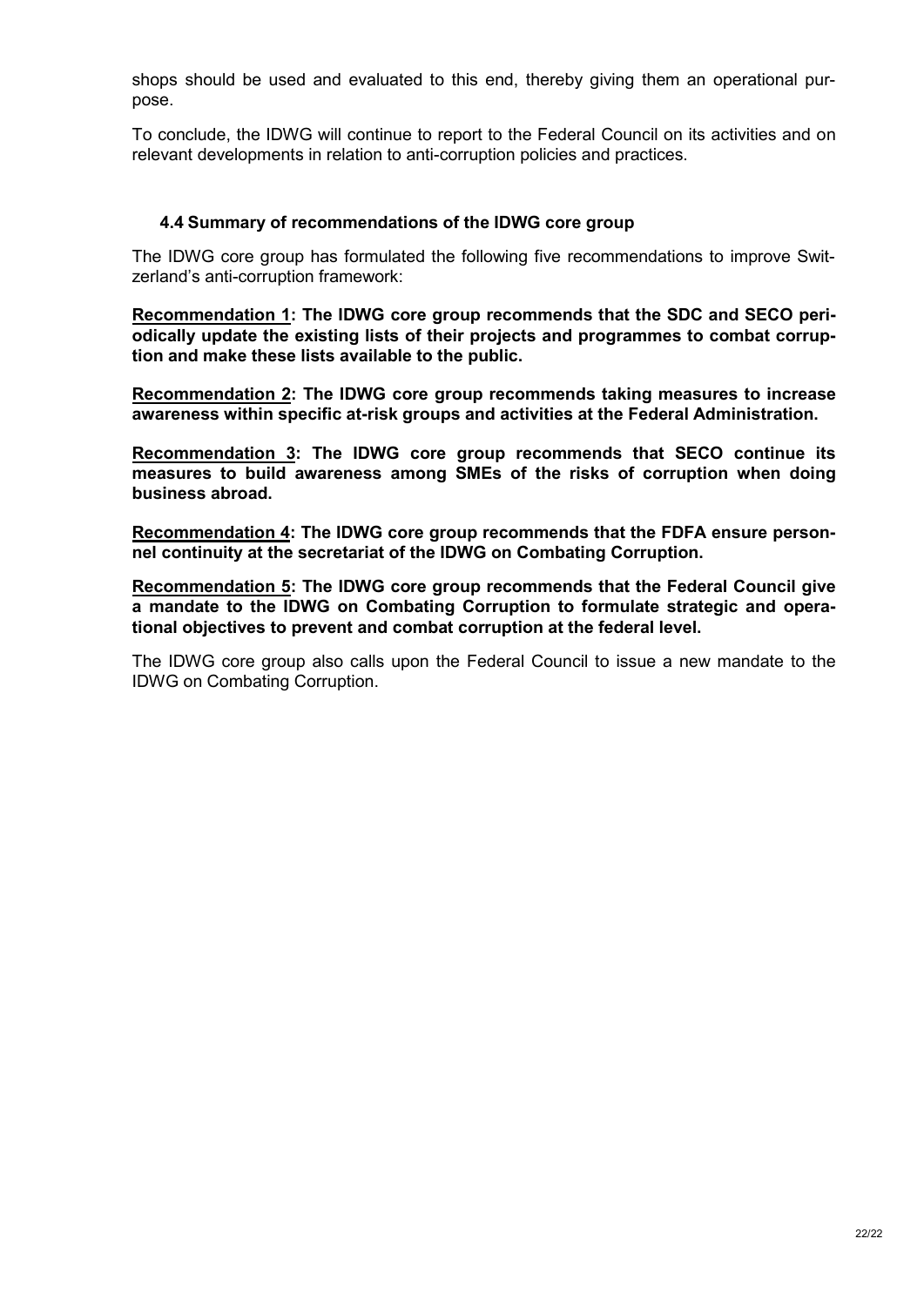shops should be used and evaluated to this end, thereby giving them an operational purpose.

To conclude, the IDWG will continue to report to the Federal Council on its activities and on relevant developments in relation to anti-corruption policies and practices.

### 4.4 Summary of recommendations of the IDWG core group

The IDWG core group has formulated the following five recommendations to improve Switzerland's anti-corruption framework:

**Recommendation 1: The IDWG core group recommends that the SDC and SECO periodically update the existing lists of their projects and programmes to combat corruption and make these lists available to the public.**

**Recommendation 2: The IDWG core group recommends taking measures to increase awareness within specific at-risk groups and activities at the Federal Administration.**

**Recommendation 3: The IDWG core group recommends that SECO continue its measures to build awareness among SMEs of the risks of corruption when doing business abroad.**

**Recommendation 4: The IDWG core group recommends that the FDFA ensure personnel continuity at the secretariat of the IDWG on Combating Corruption.**

**Recommendation 5: The IDWG core group recommends that the Federal Council give a mandate to the IDWG on Combating Corruption to formulate strategic and operational objectives to prevent and combat corruption at the federal level.**

The IDWG core group also calls upon the Federal Council to issue a new mandate to the IDWG on Combating Corruption.